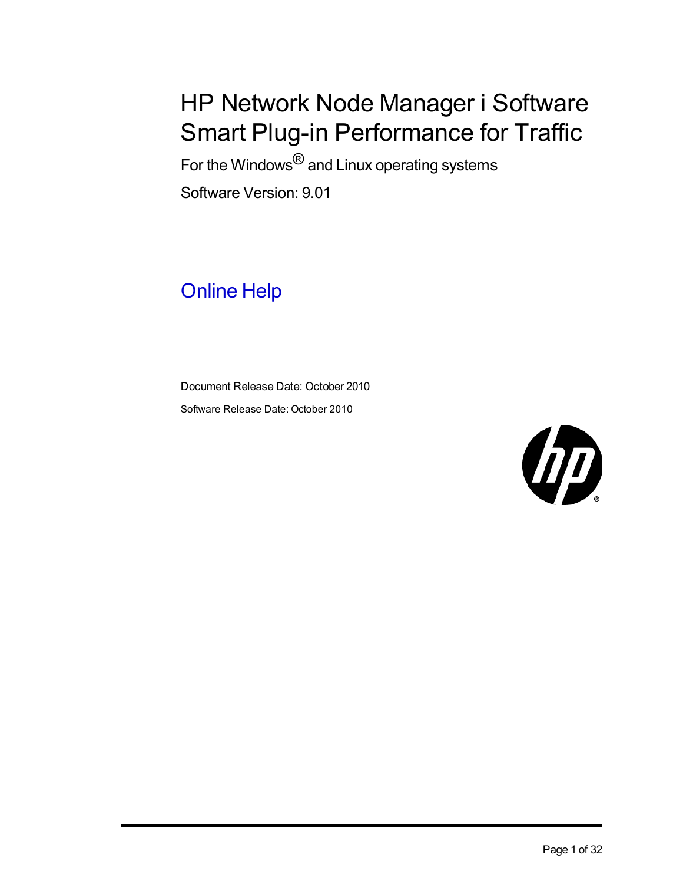# HP Network Node Manager i Software Smart Plug-in Performance for Traffic

For the Windows® and Linux operating systems

Software Version: 9.01

## Online Help

Document Release Date: October 2010

Software Release Date: October 2010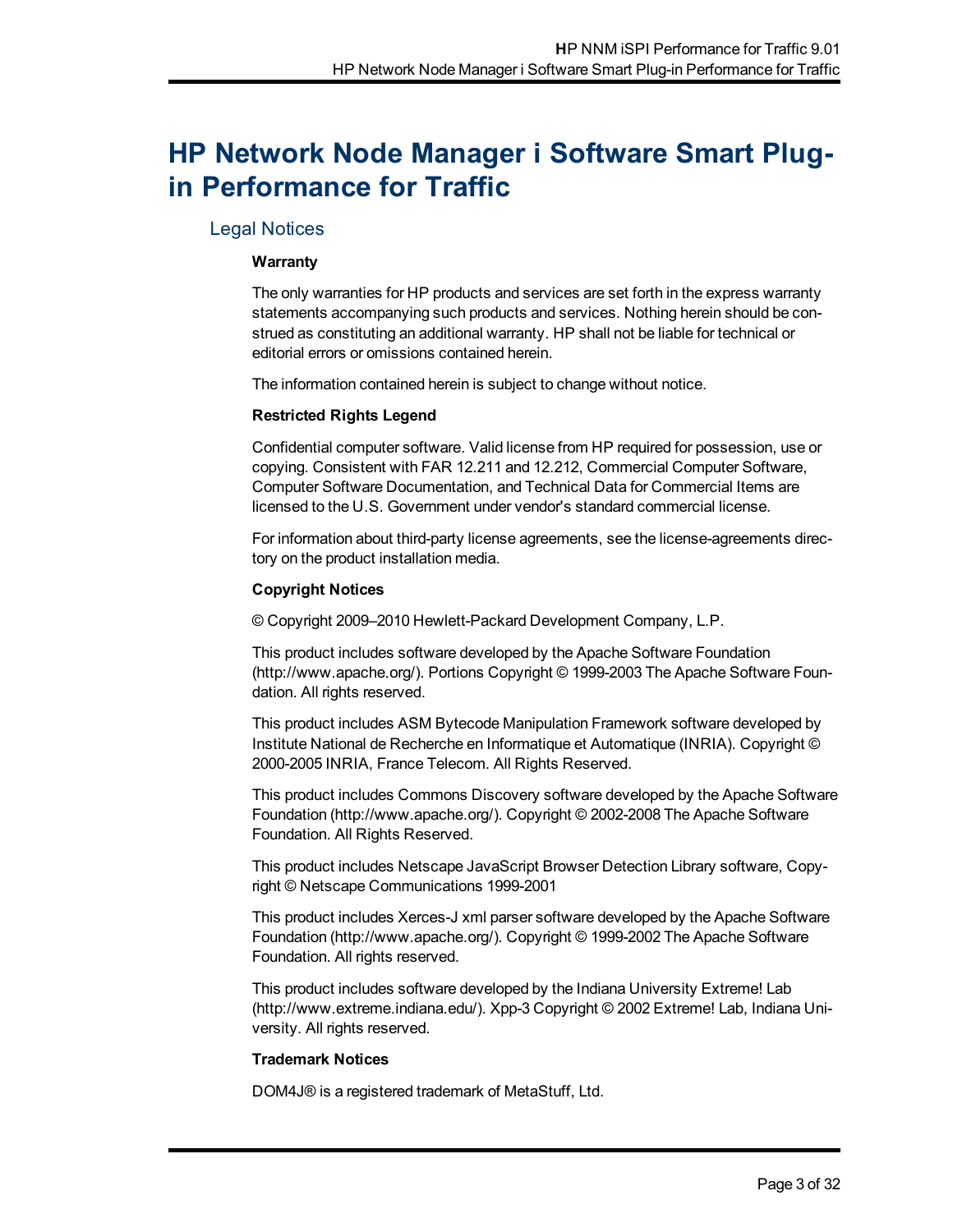# HP Network Node Manager i Software Smart Plug-in Performance for Traffic

## Legal Notices

**Warranty**

The only warranties for HP products and services are set forth in the express warranty statements accompanying such products and services. Nothing herein should be construed as constituting an additional warranty. HP shall not be liable for technical or editorial errors or omissions contained herein.

The information contained herein is subject to change without notice.

**Restricted Rights Legend**

Confidential computer software. Valid license from HP required for possession, use or copying. Consistent with FAR 12.211 and 12.212, Commercial Computer Software, Computer Software Documentation, and Technical Data for Commercial Items are licensed to the U.S. Government under vendor's standard commercial license.

For information about third-party license agreements, see the license-agreements directory on the product installation media.

**Copyright Notices**

© Copyright 2009–2010 Hewlett-Packard Development Company, L.P.

This product includes software developed by the Apache Software Foundation (http://www.apache.org/). Portions Copyright © 1999-2003 The Apache Software Foundation. All rights reserved.

This product includes ASM Bytecode Manipulation Framework software developed by Institute National de Recherche en Informatique et Automatique (INRIA). Copyright © 2000-2005 INRIA, France Telecom. All Rights Reserved.

This product includes Commons Discovery software developed by the Apache Software Foundation (http://www.apache.org/). Copyright © 2002-2008 The Apache Software Foundation. All Rights Reserved.

This product includes Netscape JavaScript Browser Detection Library software, Copyright © Netscape Communications 1999-2001

This product includes Xerces-J xml parser software developed by the Apache Software Foundation (http://www.apache.org/). Copyright © 1999-2002 The Apache Software Foundation. All rights reserved.

This product includes software developed by the Indiana University Extreme! Lab (http://www.extreme.indiana.edu/). Xpp-3 Copyright © 2002 Extreme! Lab, Indiana University. All rights reserved.

**Trademark Notices**

DOM4J® is a registered trademark of MetaStuff, Ltd.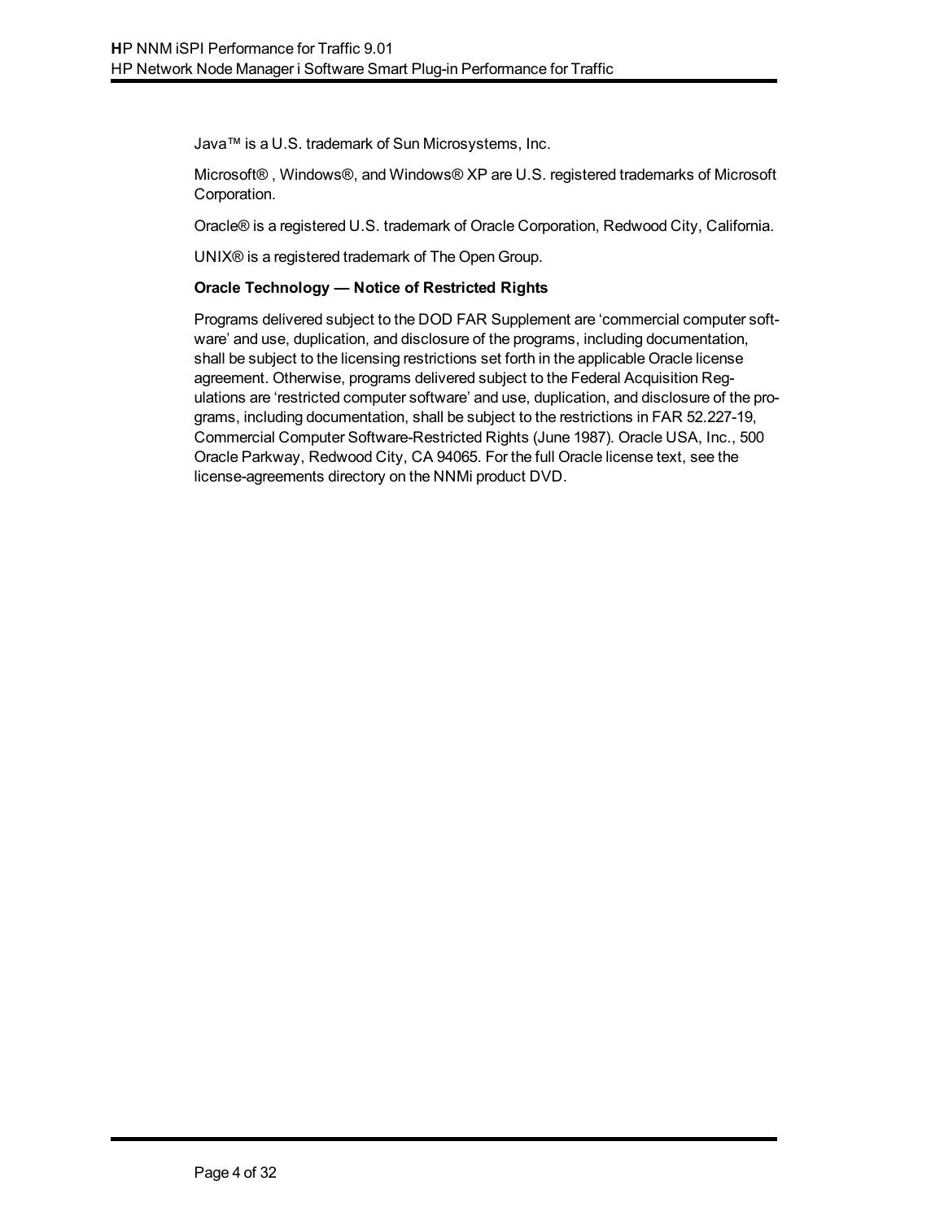Java™ is a U.S. trademark of Sun Microsystems, Inc.

Microsoft® , Windows®, and Windows® XP are U.S. registered trademarks of Microsoft Corporation.

Oracle® is a registered U.S. trademark of Oracle Corporation, Redwood City, California.

UNIX® is a registered trademark of The Open Group.

**Oracle Technology — Notice of Restricted Rights**

Programs delivered subject to the DOD FAR Supplement are 'commercial computer software' and use, duplication, and disclosure of the programs, including documentation, shall be subject to the licensing restrictions set forth in the applicable Oracle license agreement. Otherwise, programs delivered subject to the Federal Acquisition Regulations are 'restricted computer software' and use, duplication, and disclosure of the programs, including documentation, shall be subject to the restrictions in FAR 52.227-19, Commercial Computer Software-Restricted Rights (June 1987). Oracle USA, Inc., 500 Oracle Parkway, Redwood City, CA 94065. For the full Oracle license text, see the license-agreements directory on the NNMi product DVD.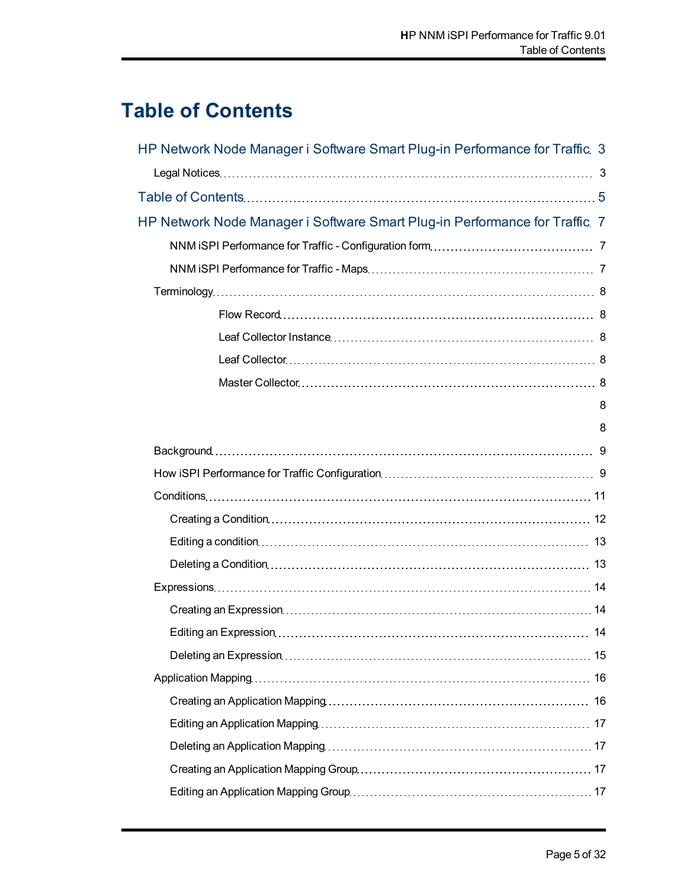# Table of Contents

HP Network Node Manager i Software Smart Plug-in Performance for Traffic 3

Legal Notices 3

Table of Contents 5

HP Network Node Manager i Software Smart Plug-in Performance for Traffic 7

NNM iSPI Performance for Traffic - Configuration form 7

NNM iSPI Performance for Traffic - Maps 7

Terminology 8

Flow Record 8

Leaf Collector Instance 8

Leaf Collector 8

Master Collector 8

8

8

Background 9

How iSPI Performance for Traffic Configuration 9

Conditions 11

Creating a Condition 12

Editing a condition 13

Deleting a Condition 13

Expressions 14

Creating an Expression 14

Editing an Expression 14

Deleting an Expression 15

Application Mapping 16

Creating an Application Mapping 16

Editing an Application Mapping 17

Deleting an Application Mapping 17

Creating an Application Mapping Group 17

Editing an Application Mapping Group 17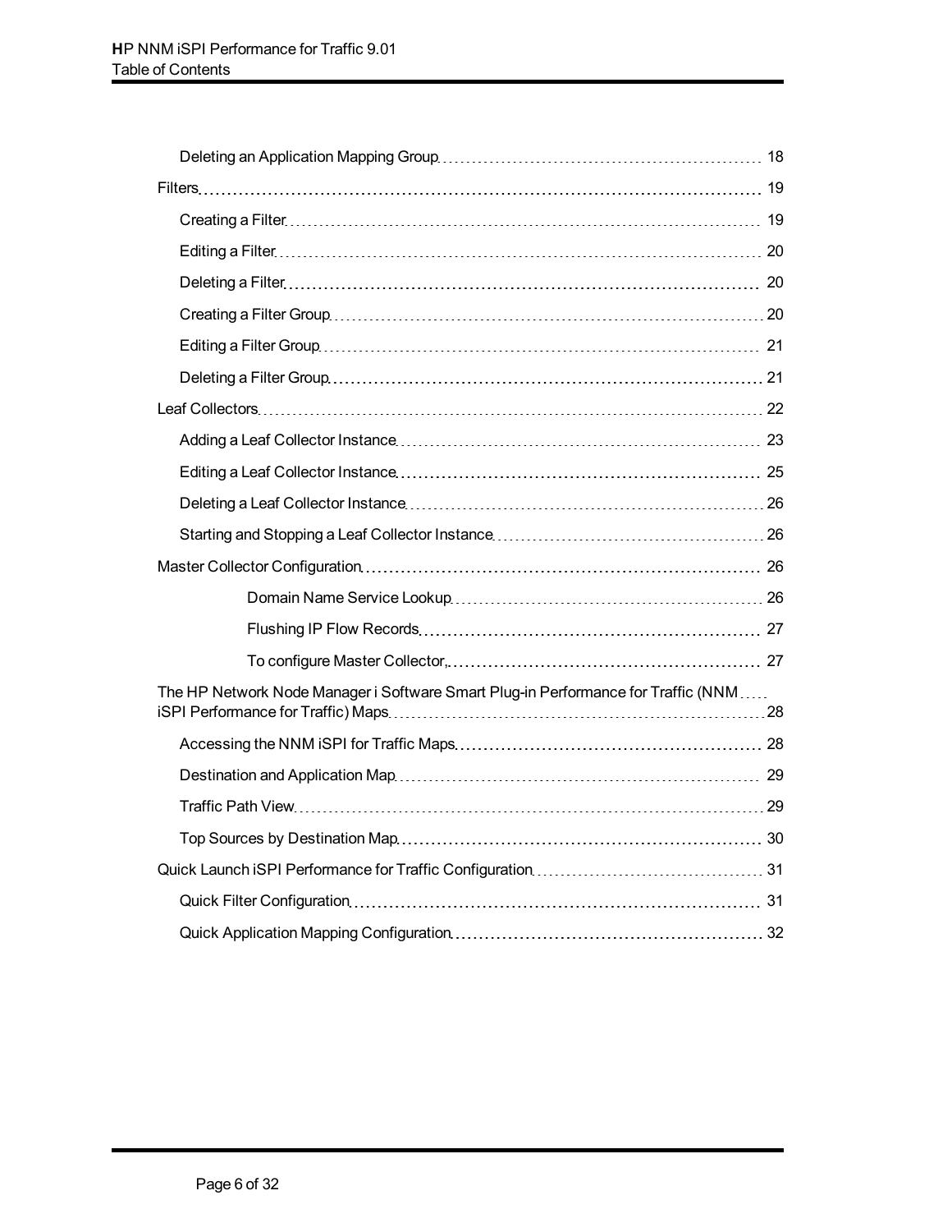- Deleting an Application Mapping Group ... 18
- Filters ... 19
  - Creating a Filter ... 19
  - Editing a Filter ... 20
  - Deleting a Filter ... 20
  - Creating a Filter Group ... 20
  - Editing a Filter Group ... 21
  - Deleting a Filter Group ... 21
- Leaf Collectors ... 22
  - Adding a Leaf Collector Instance ... 23
  - Editing a Leaf Collector Instance ... 25
  - Deleting a Leaf Collector Instance ... 26
  - Starting and Stopping a Leaf Collector Instance ... 26
- Master Collector Configuration ... 26
  - Domain Name Service Lookup ... 26
  - Flushing IP Flow Records ... 27
  - To configure Master Collector, ... 27
- The HP Network Node Manager i Software Smart Plug-in Performance for Traffic (NNM iSPI Performance for Traffic) Maps ... 28
  - Accessing the NNM iSPI for Traffic Maps ... 28
  - Destination and Application Map ... 29
  - Traffic Path View ... 29
  - Top Sources by Destination Map ... 30
- Quick Launch iSPI Performance for Traffic Configuration ... 31
  - Quick Filter Configuration ... 31
  - Quick Application Mapping Configuration ... 32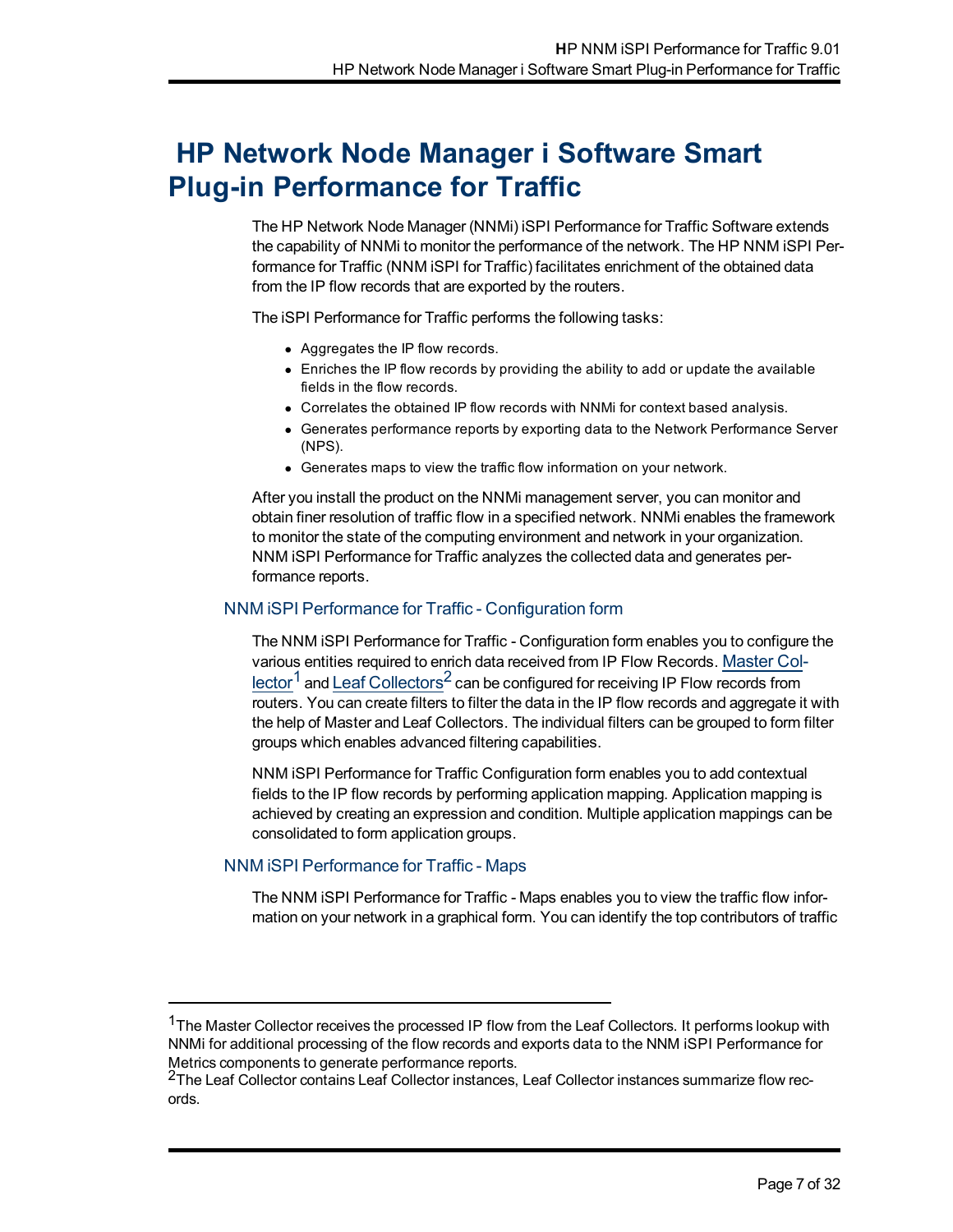# HP Network Node Manager i Software Smart Plug-in Performance for Traffic

The HP Network Node Manager (NNMi) iSPI Performance for Traffic Software extends the capability of NNMi to monitor the performance of the network. The HP NNM iSPI Performance for Traffic (NNM iSPI for Traffic) facilitates enrichment of the obtained data from the IP flow records that are exported by the routers.

The iSPI Performance for Traffic performs the following tasks:

- Aggregates the IP flow records.
- Enriches the IP flow records by providing the ability to add or update the available fields in the flow records.
- Correlates the obtained IP flow records with NNMi for context based analysis.
- Generates performance reports by exporting data to the Network Performance Server (NPS).
- Generates maps to view the traffic flow information on your network.

After you install the product on the NNMi management server, you can monitor and obtain finer resolution of traffic flow in a specified network. NNMi enables the framework to monitor the state of the computing environment and network in your organization. NNM iSPI Performance for Traffic analyzes the collected data and generates performance reports.

## NNM iSPI Performance for Traffic - Configuration form

The NNM iSPI Performance for Traffic - Configuration form enables you to configure the various entities required to enrich data received from IP Flow Records. Master Collector[1] and Leaf Collectors[2] can be configured for receiving IP Flow records from routers. You can create filters to filter the data in the IP flow records and aggregate it with the help of Master and Leaf Collectors. The individual filters can be grouped to form filter groups which enables advanced filtering capabilities.

NNM iSPI Performance for Traffic Configuration form enables you to add contextual fields to the IP flow records by performing application mapping. Application mapping is achieved by creating an expression and condition. Multiple application mappings can be consolidated to form application groups.

## NNM iSPI Performance for Traffic - Maps

The NNM iSPI Performance for Traffic - Maps enables you to view the traffic flow information on your network in a graphical form. You can identify the top contributors of traffic

---

[1] The Master Collector receives the processed IP flow from the Leaf Collectors. It performs lookup with NNMi for additional processing of the flow records and exports data to the NNM iSPI Performance for Metrics components to generate performance reports.

[2] The Leaf Collector contains Leaf Collector instances, Leaf Collector instances summarize flow records.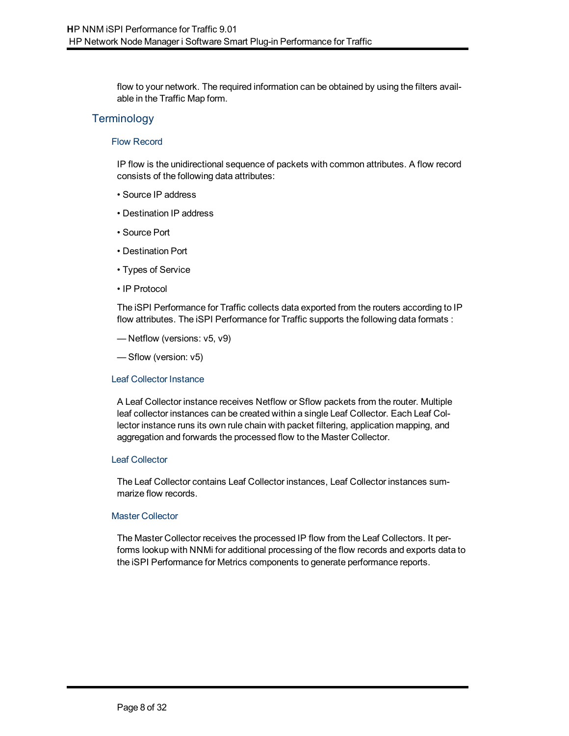flow to your network. The required information can be obtained by using the filters available in the Traffic Map form.

## Terminology

### Flow Record

IP flow is the unidirectional sequence of packets with common attributes. A flow record consists of the following data attributes:

- Source IP address
- Destination IP address
- Source Port
- Destination Port
- Types of Service
- IP Protocol

The iSPI Performance for Traffic collects data exported from the routers according to IP flow attributes. The iSPI Performance for Traffic supports the following data formats :

— Netflow (versions: v5, v9)

— Sflow (version: v5)

### Leaf Collector Instance

A Leaf Collector instance receives Netflow or Sflow packets from the router. Multiple leaf collector instances can be created within a single Leaf Collector. Each Leaf Collector instance runs its own rule chain with packet filtering, application mapping, and aggregation and forwards the processed flow to the Master Collector.

### Leaf Collector

The Leaf Collector contains Leaf Collector instances, Leaf Collector instances summarize flow records.

### Master Collector

The Master Collector receives the processed IP flow from the Leaf Collectors. It performs lookup with NNMi for additional processing of the flow records and exports data to the iSPI Performance for Metrics components to generate performance reports.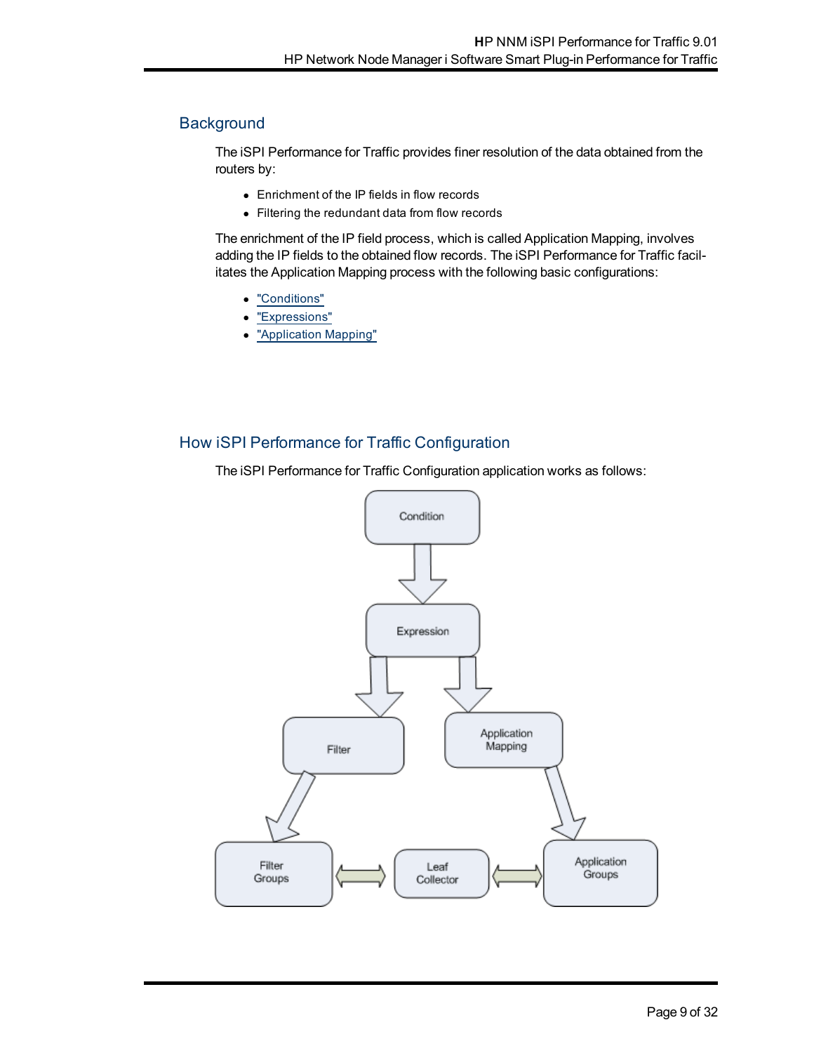## Background

The iSPI Performance for Traffic provides finer resolution of the data obtained from the routers by:

- Enrichment of the IP fields in flow records
- Filtering the redundant data from flow records

The enrichment of the IP field process, which is called Application Mapping, involves adding the IP fields to the obtained flow records. The iSPI Performance for Traffic facilitates the Application Mapping process with the following basic configurations:

- "Conditions"
- "Expressions"
- "Application Mapping"

## How iSPI Performance for Traffic Configuration

The iSPI Performance for Traffic Configuration application works as follows:

Condition

Expression

Filter

Application Mapping

Filter Groups

Leaf Collector

Application Groups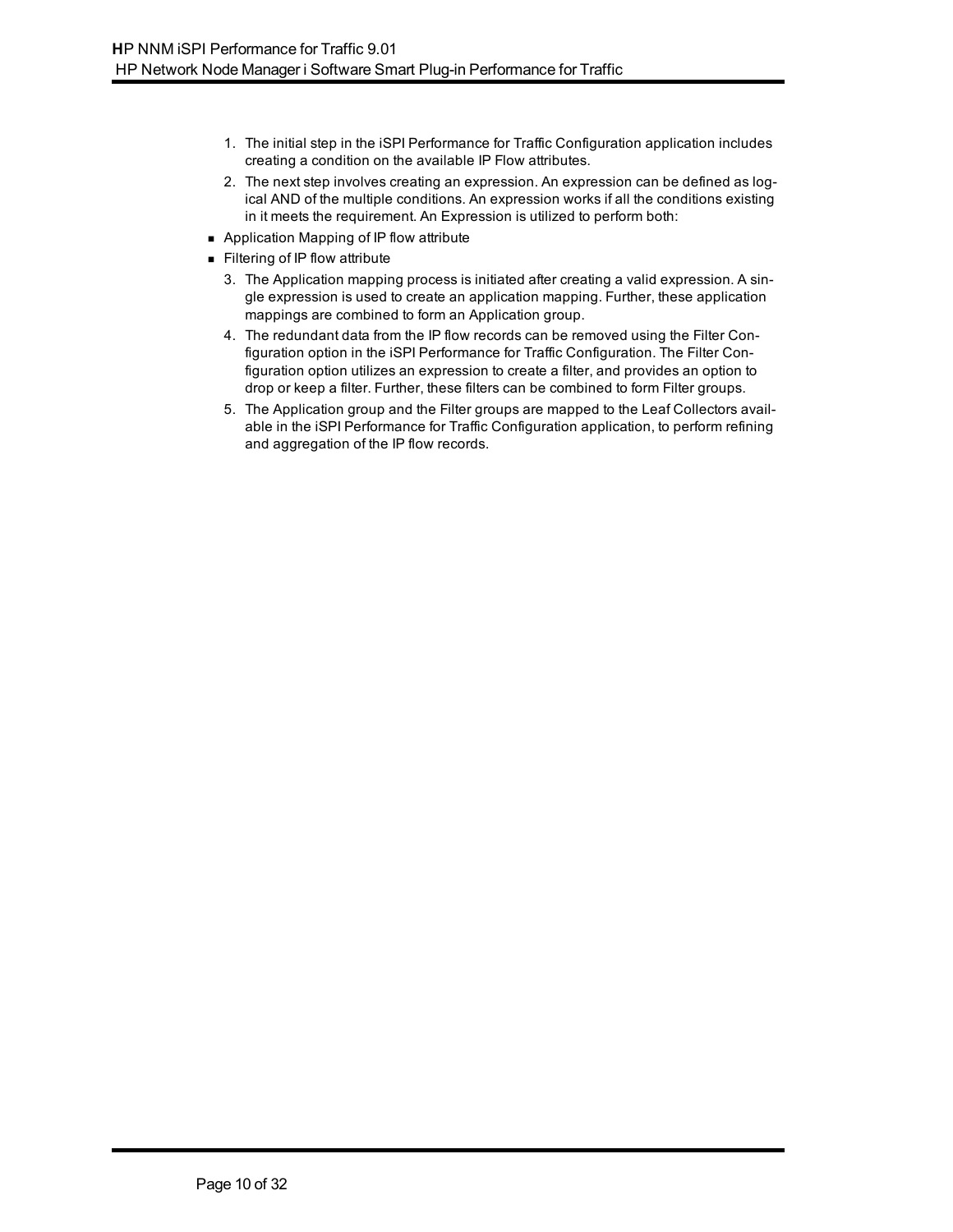1. The initial step in the iSPI Performance for Traffic Configuration application includes creating a condition on the available IP Flow attributes.
2. The next step involves creating an expression. An expression can be defined as logical AND of the multiple conditions. An expression works if all the conditions existing in it meets the requirement. An Expression is utilized to perform both:

- Application Mapping of IP flow attribute
- Filtering of IP flow attribute

3. The Application mapping process is initiated after creating a valid expression. A single expression is used to create an application mapping. Further, these application mappings are combined to form an Application group.
4. The redundant data from the IP flow records can be removed using the Filter Configuration option in the iSPI Performance for Traffic Configuration. The Filter Configuration option utilizes an expression to create a filter, and provides an option to drop or keep a filter. Further, these filters can be combined to form Filter groups.
5. The Application group and the Filter groups are mapped to the Leaf Collectors available in the iSPI Performance for Traffic Configuration application, to perform refining and aggregation of the IP flow records.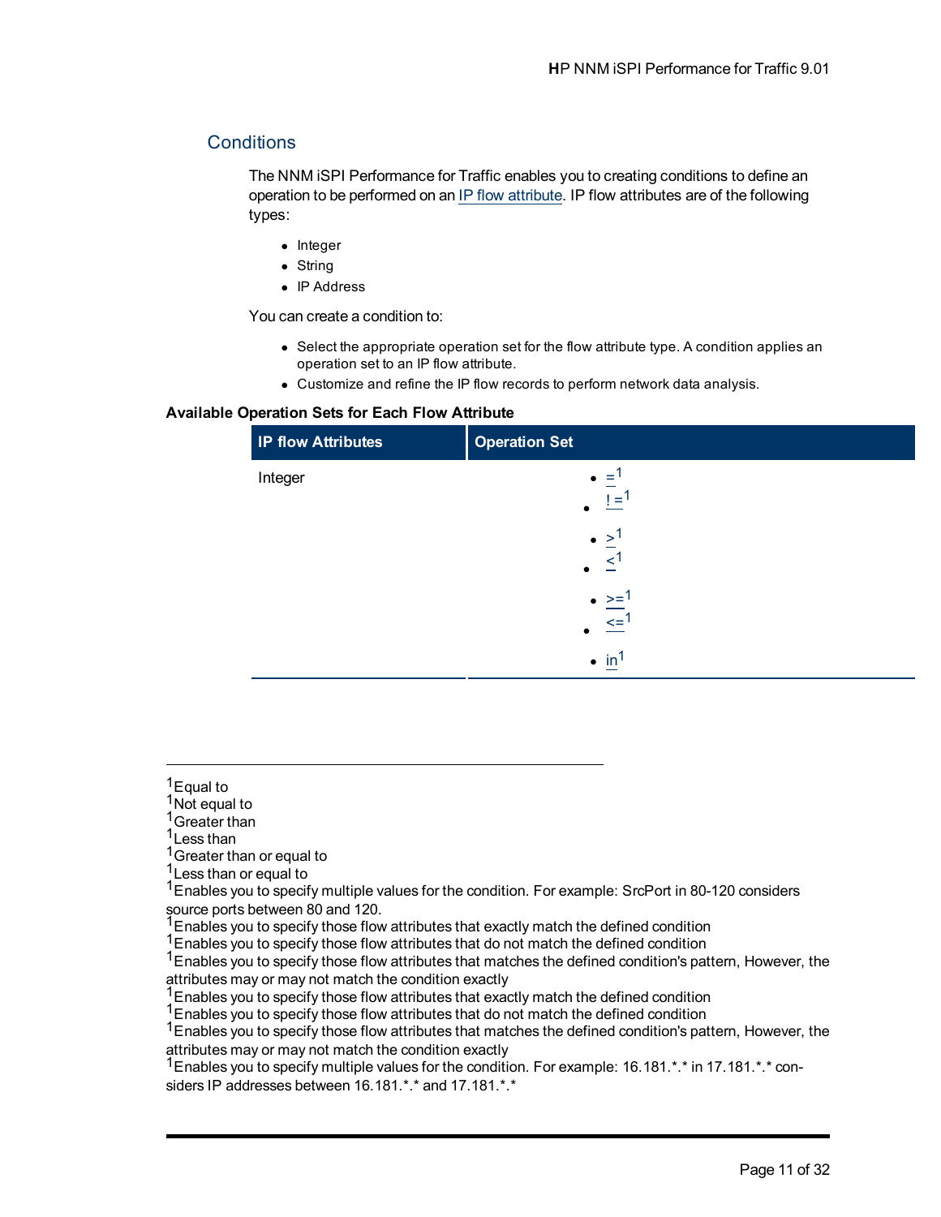## Conditions

The NNM iSPI Performance for Traffic enables you to creating conditions to define an operation to be performed on an IP flow attribute. IP flow attributes are of the following types:

- Integer
- String
- IP Address

You can create a condition to:

- Select the appropriate operation set for the flow attribute type. A condition applies an operation set to an IP flow attribute.
- Customize and refine the IP flow records to perform network data analysis.

**Available Operation Sets for Each Flow Attribute**

| IP flow Attributes | Operation Set |
|---|---|
| Integer | • =[1]<br>• ! =[1]<br>• >[1]<br>• <[1]<br>• >=[1]<br>• <=[1]<br>• in[1] |

---

[1]Equal to
[1]Not equal to
[1]Greater than
[1]Less than
[1]Greater than or equal to
[1]Less than or equal to
[1]Enables you to specify multiple values for the condition. For example: SrcPort in 80-120 considers source ports between 80 and 120.
[1]Enables you to specify those flow attributes that exactly match the defined condition
[1]Enables you to specify those flow attributes that do not match the defined condition
[1]Enables you to specify those flow attributes that matches the defined condition's pattern, However, the attributes may or may not match the condition exactly
[1]Enables you to specify those flow attributes that exactly match the defined condition
[1]Enables you to specify those flow attributes that do not match the defined condition
[1]Enables you to specify those flow attributes that matches the defined condition's pattern, However, the attributes may or may not match the condition exactly
[1]Enables you to specify multiple values for the condition. For example: 16.181.*.* in 17.181.*.* considers IP addresses between 16.181.*.* and 17.181.*.*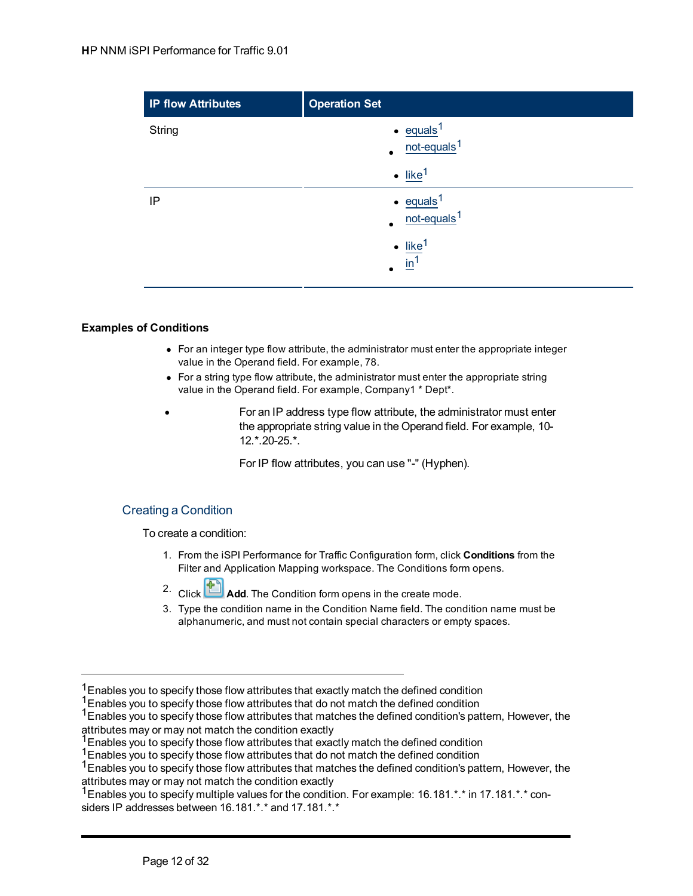| IP flow Attributes | Operation Set |
|---|---|
| String | • equals[1]<br>• not-equals[1]<br>• like[1] |
| IP | • equals[1]<br>• not-equals[1]<br>• like[1]<br>• in[1] |

**Examples of Conditions**

- For an integer type flow attribute, the administrator must enter the appropriate integer value in the Operand field. For example, 78.
- For a string type flow attribute, the administrator must enter the appropriate string value in the Operand field. For example, Company1 * Dept*.
- For an IP address type flow attribute, the administrator must enter the appropriate string value in the Operand field. For example, 10-12.*.20-25.*.

  For IP flow attributes, you can use "-" (Hyphen).

## Creating a Condition

To create a condition:

1. From the iSPI Performance for Traffic Configuration form, click **Conditions** from the Filter and Application Mapping workspace. The Conditions form opens.
2. Click **Add**. The Condition form opens in the create mode.
3. Type the condition name in the Condition Name field. The condition name must be alphanumeric, and must not contain special characters or empty spaces.

---

[1]Enables you to specify those flow attributes that exactly match the defined condition
[1]Enables you to specify those flow attributes that do not match the defined condition
[1]Enables you to specify those flow attributes that matches the defined condition's pattern, However, the attributes may or may not match the condition exactly
[1]Enables you to specify those flow attributes that exactly match the defined condition
[1]Enables you to specify those flow attributes that do not match the defined condition
[1]Enables you to specify those flow attributes that matches the defined condition's pattern, However, the attributes may or may not match the condition exactly
[1]Enables you to specify multiple values for the condition. For example: 16.181.*.* in 17.181.*.* considers IP addresses between 16.181.*.* and 17.181.*.*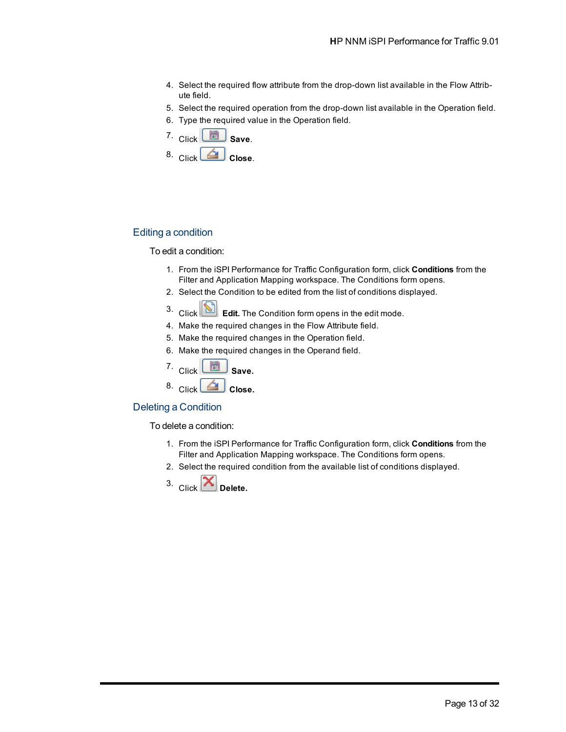4. Select the required flow attribute from the drop-down list available in the Flow Attribute field.
5. Select the required operation from the drop-down list available in the Operation field.
6. Type the required value in the Operation field.
7. Click **Save**.
8. Click **Close**.

## Editing a condition

To edit a condition:

1. From the iSPI Performance for Traffic Configuration form, click **Conditions** from the Filter and Application Mapping workspace. The Conditions form opens.
2. Select the Condition to be edited from the list of conditions displayed.
3. Click **Edit.** The Condition form opens in the edit mode.
4. Make the required changes in the Flow Attribute field.
5. Make the required changes in the Operation field.
6. Make the required changes in the Operand field.
7. Click **Save.**
8. Click **Close.**

## Deleting a Condition

To delete a condition:

1. From the iSPI Performance for Traffic Configuration form, click **Conditions** from the Filter and Application Mapping workspace. The Conditions form opens.
2. Select the required condition from the available list of conditions displayed.
3. Click **Delete.**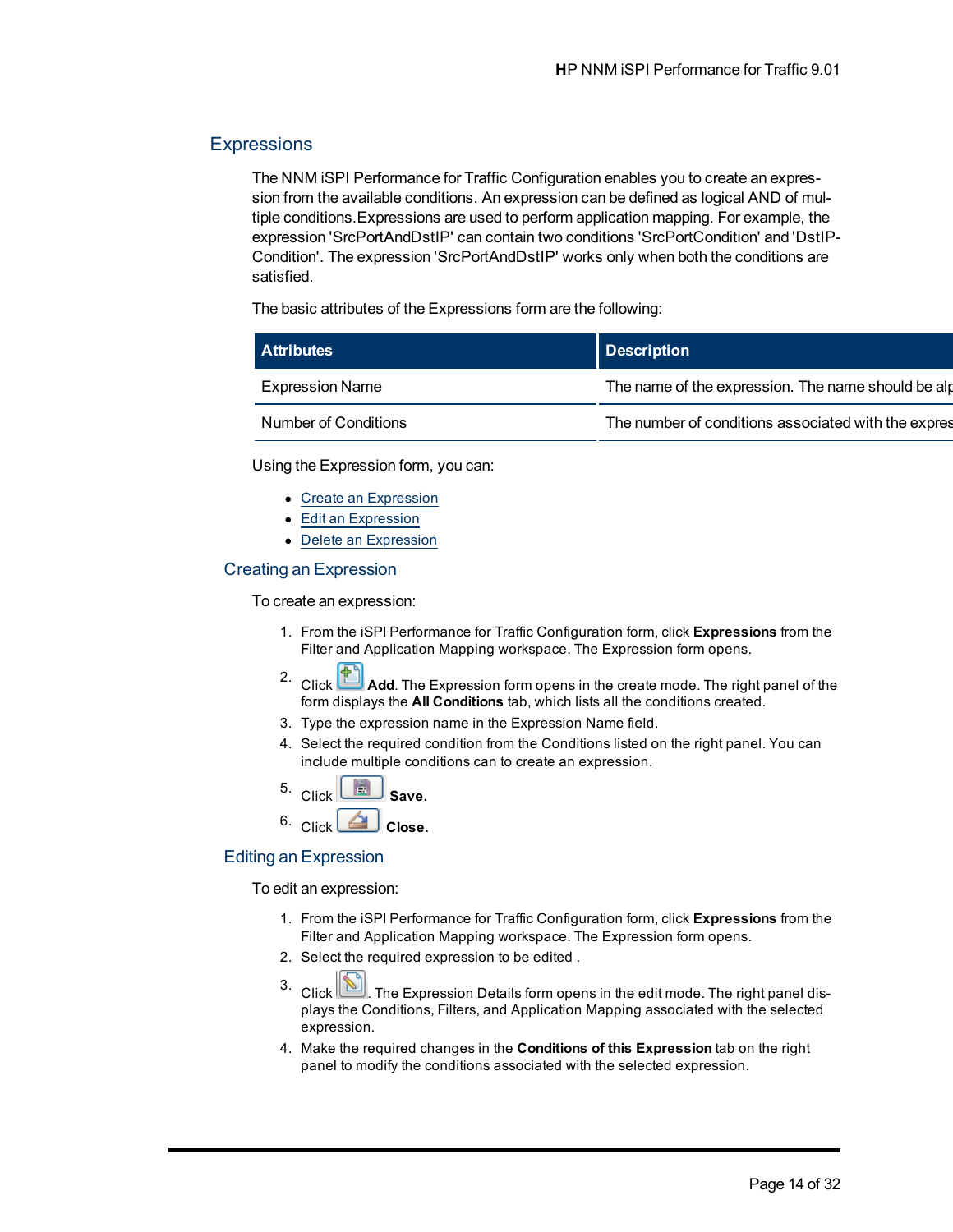## Expressions

The NNM iSPI Performance for Traffic Configuration enables you to create an expression from the available conditions. An expression can be defined as logical AND of multiple conditions. Expressions are used to perform application mapping. For example, the expression 'SrcPortAndDstIP' can contain two conditions 'SrcPortCondition' and 'DstIPCondition'. The expression 'SrcPortAndDstIP' works only when both the conditions are satisfied.

The basic attributes of the Expressions form are the following:

| Attributes | Description |
| --- | --- |
| Expression Name | The name of the expression. The name should be alp |
| Number of Conditions | The number of conditions associated with the expres |

Using the Expression form, you can:

- Create an Expression
- Edit an Expression
- Delete an Expression

### Creating an Expression

To create an expression:

1. From the iSPI Performance for Traffic Configuration form, click **Expressions** from the Filter and Application Mapping workspace. The Expression form opens.
2. Click **Add**. The Expression form opens in the create mode. The right panel of the form displays the **All Conditions** tab, which lists all the conditions created.
3. Type the expression name in the Expression Name field.
4. Select the required condition from the Conditions listed on the right panel. You can include multiple conditions can to create an expression.
5. Click **Save.**
6. Click **Close.**

### Editing an Expression

To edit an expression:

1. From the iSPI Performance for Traffic Configuration form, click **Expressions** from the Filter and Application Mapping workspace. The Expression form opens.
2. Select the required expression to be edited .
3. Click . The Expression Details form opens in the edit mode. The right panel displays the Conditions, Filters, and Application Mapping associated with the selected expression.
4. Make the required changes in the **Conditions of this Expression** tab on the right panel to modify the conditions associated with the selected expression.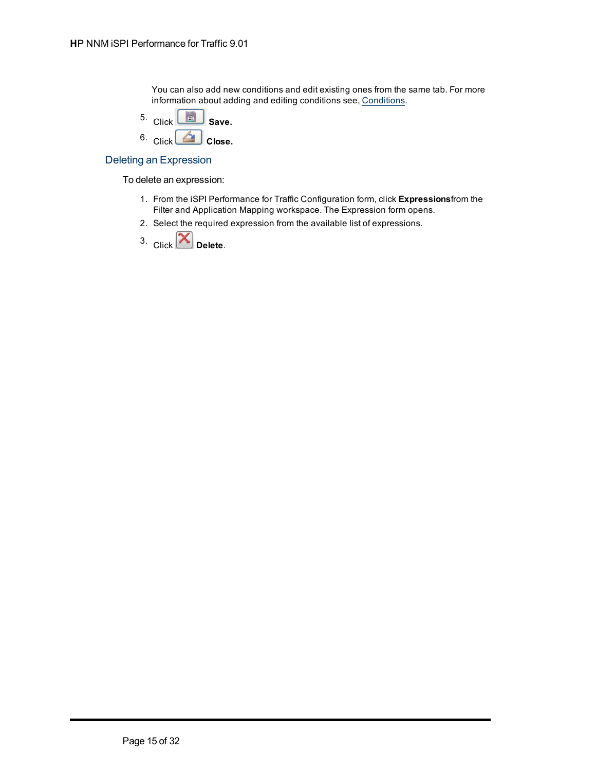You can also add new conditions and edit existing ones from the same tab. For more information about adding and editing conditions see, Conditions.

5. Click **Save.**
6. Click **Close.**

### Deleting an Expression

To delete an expression:

1. From the iSPI Performance for Traffic Configuration form, click **Expressions** from the Filter and Application Mapping workspace. The Expression form opens.
2. Select the required expression from the available list of expressions.
3. Click **Delete**.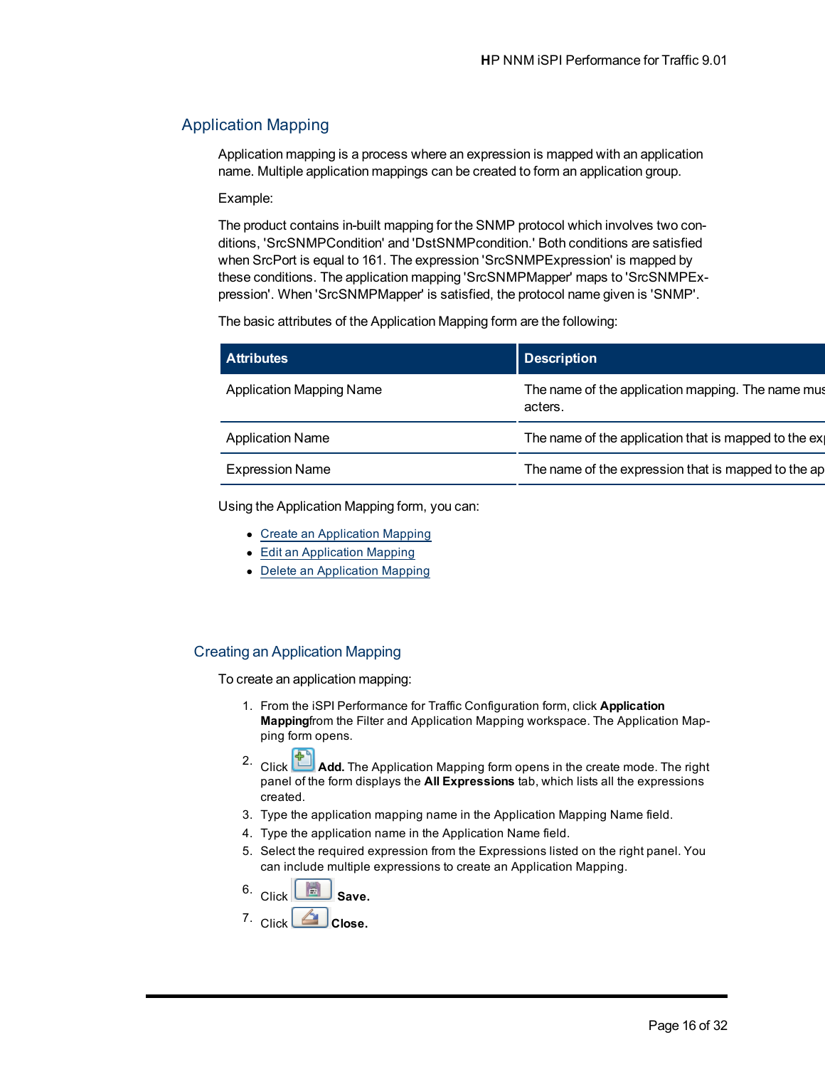## Application Mapping

Application mapping is a process where an expression is mapped with an application name. Multiple application mappings can be created to form an application group.

Example:

The product contains in-built mapping for the SNMP protocol which involves two conditions, 'SrcSNMPCondition' and 'DstSNMPcondition.' Both conditions are satisfied when SrcPort is equal to 161. The expression 'SrcSNMPExpression' is mapped by these conditions. The application mapping 'SrcSNMPMapper' maps to 'SrcSNMPExpression'. When 'SrcSNMPMapper' is satisfied, the protocol name given is 'SNMP'.

The basic attributes of the Application Mapping form are the following:

| Attributes | Description |
|---|---|
| Application Mapping Name | The name of the application mapping. The name mus acters. |
| Application Name | The name of the application that is mapped to the ex |
| Expression Name | The name of the expression that is mapped to the ap |

Using the Application Mapping form, you can:

- Create an Application Mapping
- Edit an Application Mapping
- Delete an Application Mapping

### Creating an Application Mapping

To create an application mapping:

1. From the iSPI Performance for Traffic Configuration form, click **Application Mapping**from the Filter and Application Mapping workspace. The Application Mapping form opens.
2. Click **Add.** The Application Mapping form opens in the create mode. The right panel of the form displays the **All Expressions** tab, which lists all the expressions created.
3. Type the application mapping name in the Application Mapping Name field.
4. Type the application name in the Application Name field.
5. Select the required expression from the Expressions listed on the right panel. You can include multiple expressions to create an Application Mapping.
6. Click **Save.**
7. Click **Close.**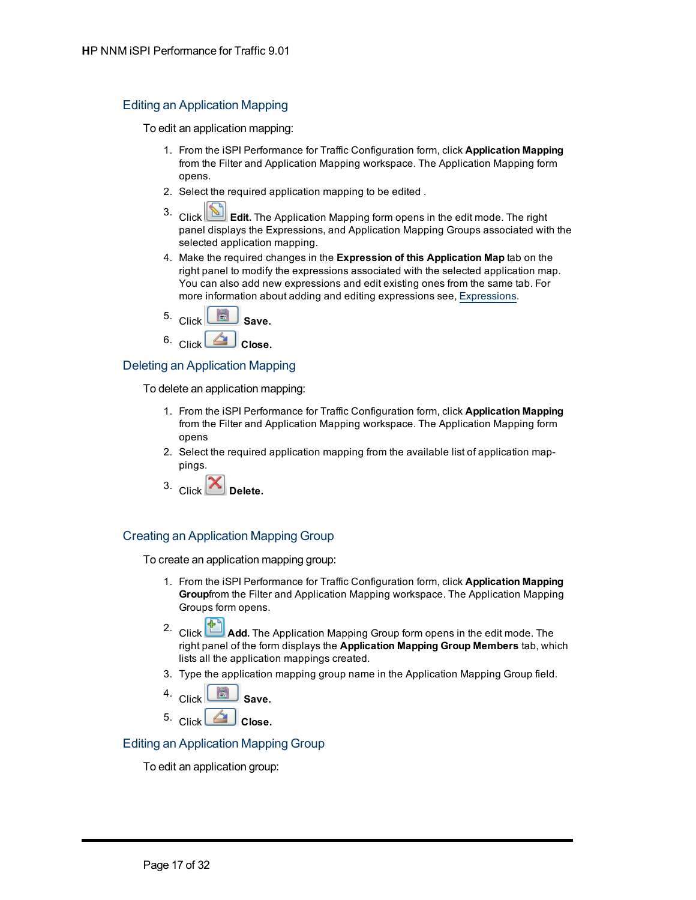## Editing an Application Mapping

To edit an application mapping:

1. From the iSPI Performance for Traffic Configuration form, click **Application Mapping** from the Filter and Application Mapping workspace. The Application Mapping form opens.
2. Select the required application mapping to be edited .
3. Click **Edit.** The Application Mapping form opens in the edit mode. The right panel displays the Expressions, and Application Mapping Groups associated with the selected application mapping.
4. Make the required changes in the **Expression of this Application Map** tab on the right panel to modify the expressions associated with the selected application map. You can also add new expressions and edit existing ones from the same tab. For more information about adding and editing expressions see, Expressions.
5. Click **Save.**
6. Click **Close.**

## Deleting an Application Mapping

To delete an application mapping:

1. From the iSPI Performance for Traffic Configuration form, click **Application Mapping** from the Filter and Application Mapping workspace. The Application Mapping form opens
2. Select the required application mapping from the available list of application mappings.
3. Click **Delete.**

## Creating an Application Mapping Group

To create an application mapping group:

1. From the iSPI Performance for Traffic Configuration form, click **Application Mapping Group**from the Filter and Application Mapping workspace. The Application Mapping Groups form opens.
2. Click **Add.** The Application Mapping Group form opens in the edit mode. The right panel of the form displays the **Application Mapping Group Members** tab, which lists all the application mappings created.
3. Type the application mapping group name in the Application Mapping Group field.
4. Click **Save.**
5. Click **Close.**

## Editing an Application Mapping Group

To edit an application group: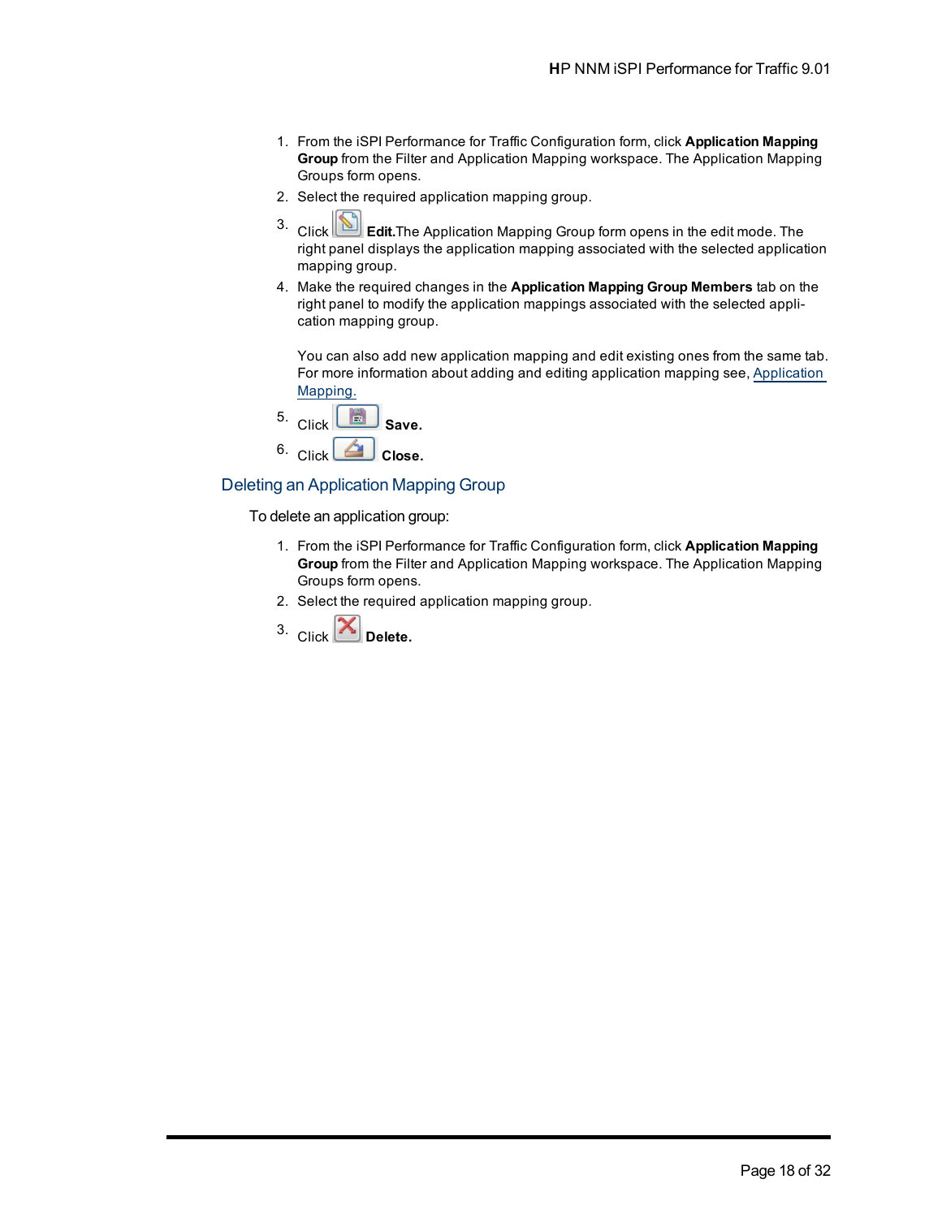1. From the iSPI Performance for Traffic Configuration form, click **Application Mapping Group** from the Filter and Application Mapping workspace. The Application Mapping Groups form opens.
2. Select the required application mapping group.
3. Click **Edit.** The Application Mapping Group form opens in the edit mode. The right panel displays the application mapping associated with the selected application mapping group.
4. Make the required changes in the **Application Mapping Group Members** tab on the right panel to modify the application mappings associated with the selected application mapping group.

   You can also add new application mapping and edit existing ones from the same tab. For more information about adding and editing application mapping see, Application Mapping.
5. Click **Save.**
6. Click **Close.**

## Deleting an Application Mapping Group

To delete an application group:

1. From the iSPI Performance for Traffic Configuration form, click **Application Mapping Group** from the Filter and Application Mapping workspace. The Application Mapping Groups form opens.
2. Select the required application mapping group.
3. Click **Delete.**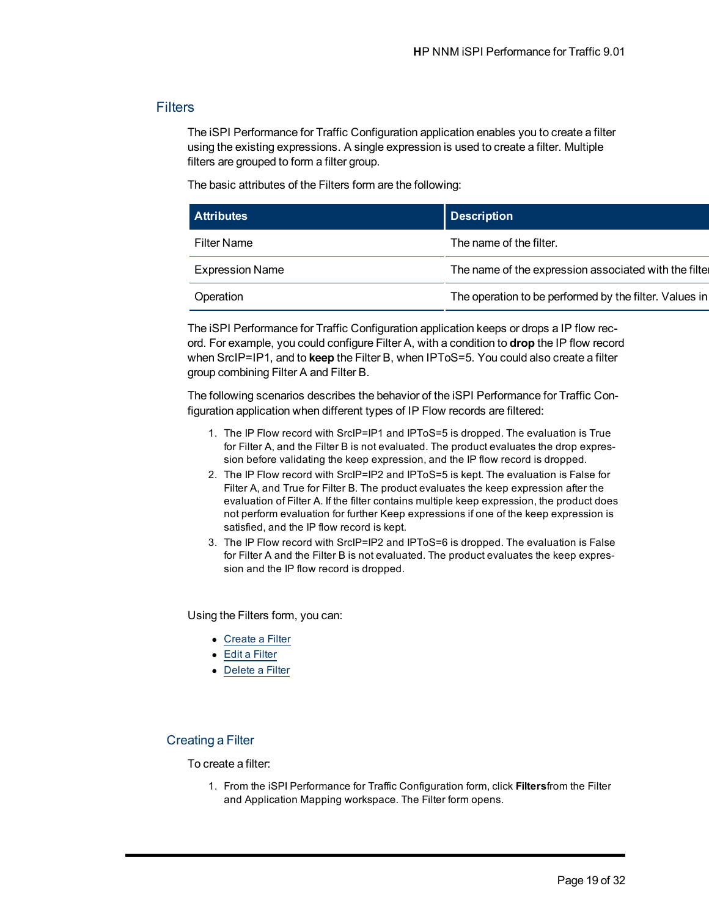## Filters

The iSPI Performance for Traffic Configuration application enables you to create a filter using the existing expressions. A single expression is used to create a filter. Multiple filters are grouped to form a filter group.

The basic attributes of the Filters form are the following:

| Attributes | Description |
|---|---|
| Filter Name | The name of the filter. |
| Expression Name | The name of the expression associated with the filter |
| Operation | The operation to be performed by the filter. Values in |

The iSPI Performance for Traffic Configuration application keeps or drops a IP flow record. For example, you could configure Filter A, with a condition to **drop** the IP flow record when SrcIP=IP1, and to **keep** the Filter B, when IPToS=5. You could also create a filter group combining Filter A and Filter B.

The following scenarios describes the behavior of the iSPI Performance for Traffic Configuration application when different types of IP Flow records are filtered:

1. The IP Flow record with SrcIP=IP1 and IPToS=5 is dropped. The evaluation is True for Filter A, and the Filter B is not evaluated. The product evaluates the drop expression before validating the keep expression, and the IP flow record is dropped.
2. The IP Flow record with SrcIP=IP2 and IPToS=5 is kept. The evaluation is False for Filter A, and True for Filter B. The product evaluates the keep expression after the evaluation of Filter A. If the filter contains multiple keep expression, the product does not perform evaluation for further Keep expressions if one of the keep expression is satisfied, and the IP flow record is kept.
3. The IP Flow record with SrcIP=IP2 and IPToS=6 is dropped. The evaluation is False for Filter A and the Filter B is not evaluated. The product evaluates the keep expression and the IP flow record is dropped.

Using the Filters form, you can:

- Create a Filter
- Edit a Filter
- Delete a Filter

### Creating a Filter

To create a filter:

1. From the iSPI Performance for Traffic Configuration form, click **Filters**from the Filter and Application Mapping workspace. The Filter form opens.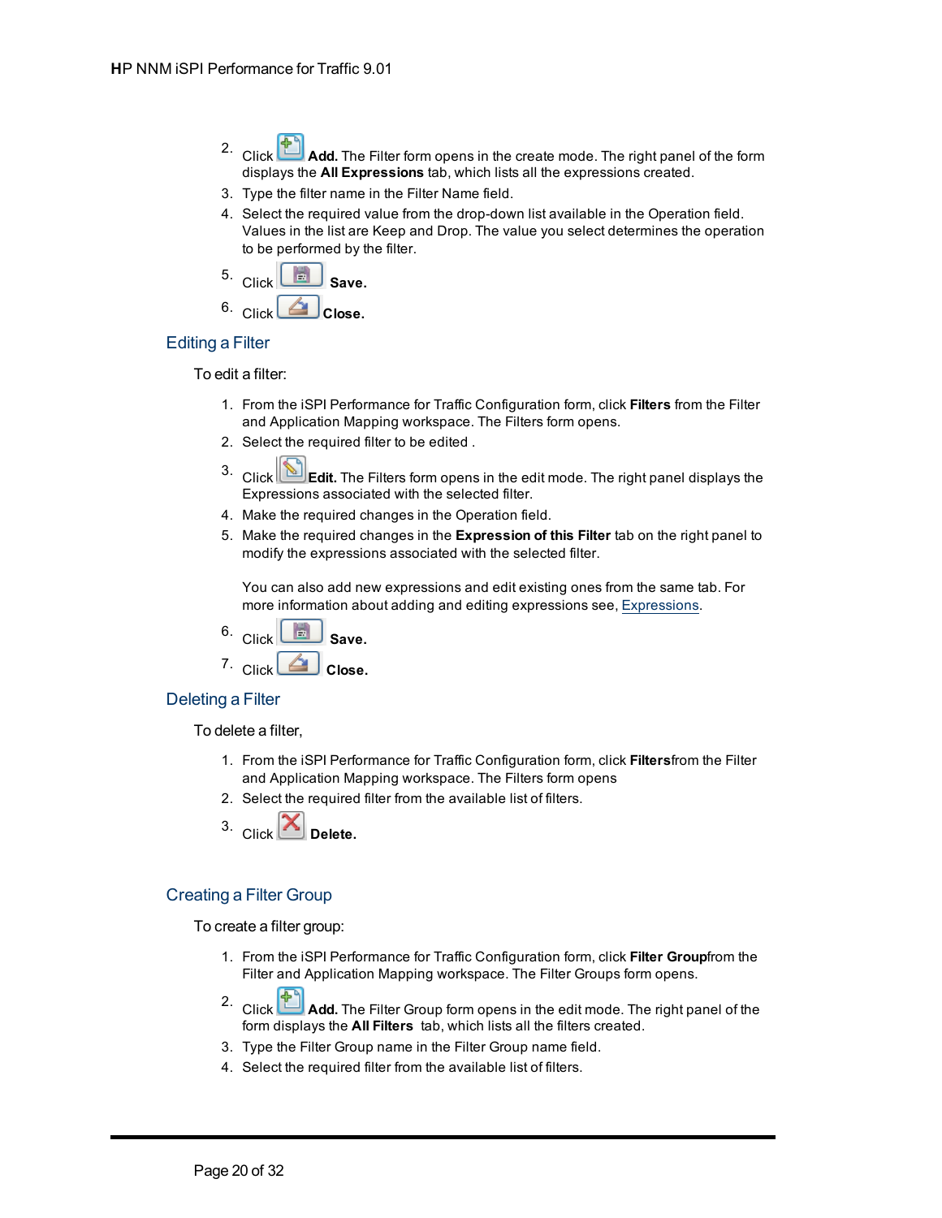2. Click **Add.** The Filter form opens in the create mode. The right panel of the form displays the **All Expressions** tab, which lists all the expressions created.
3. Type the filter name in the Filter Name field.
4. Select the required value from the drop-down list available in the Operation field. Values in the list are Keep and Drop. The value you select determines the operation to be performed by the filter.
5. Click **Save.**
6. Click **Close.**

## Editing a Filter

To edit a filter:

1. From the iSPI Performance for Traffic Configuration form, click **Filters** from the Filter and Application Mapping workspace. The Filters form opens.
2. Select the required filter to be edited .
3. Click **Edit.** The Filters form opens in the edit mode. The right panel displays the Expressions associated with the selected filter.
4. Make the required changes in the Operation field.
5. Make the required changes in the **Expression of this Filter** tab on the right panel to modify the expressions associated with the selected filter.

   You can also add new expressions and edit existing ones from the same tab. For more information about adding and editing expressions see, Expressions.
6. Click **Save.**
7. Click **Close.**

## Deleting a Filter

To delete a filter,

1. From the iSPI Performance for Traffic Configuration form, click **Filters**from the Filter and Application Mapping workspace. The Filters form opens
2. Select the required filter from the available list of filters.
3. Click **Delete.**

## Creating a Filter Group

To create a filter group:

1. From the iSPI Performance for Traffic Configuration form, click **Filter Group**from the Filter and Application Mapping workspace. The Filter Groups form opens.
2. Click **Add.** The Filter Group form opens in the edit mode. The right panel of the form displays the **All Filters** tab, which lists all the filters created.
3. Type the Filter Group name in the Filter Group name field.
4. Select the required filter from the available list of filters.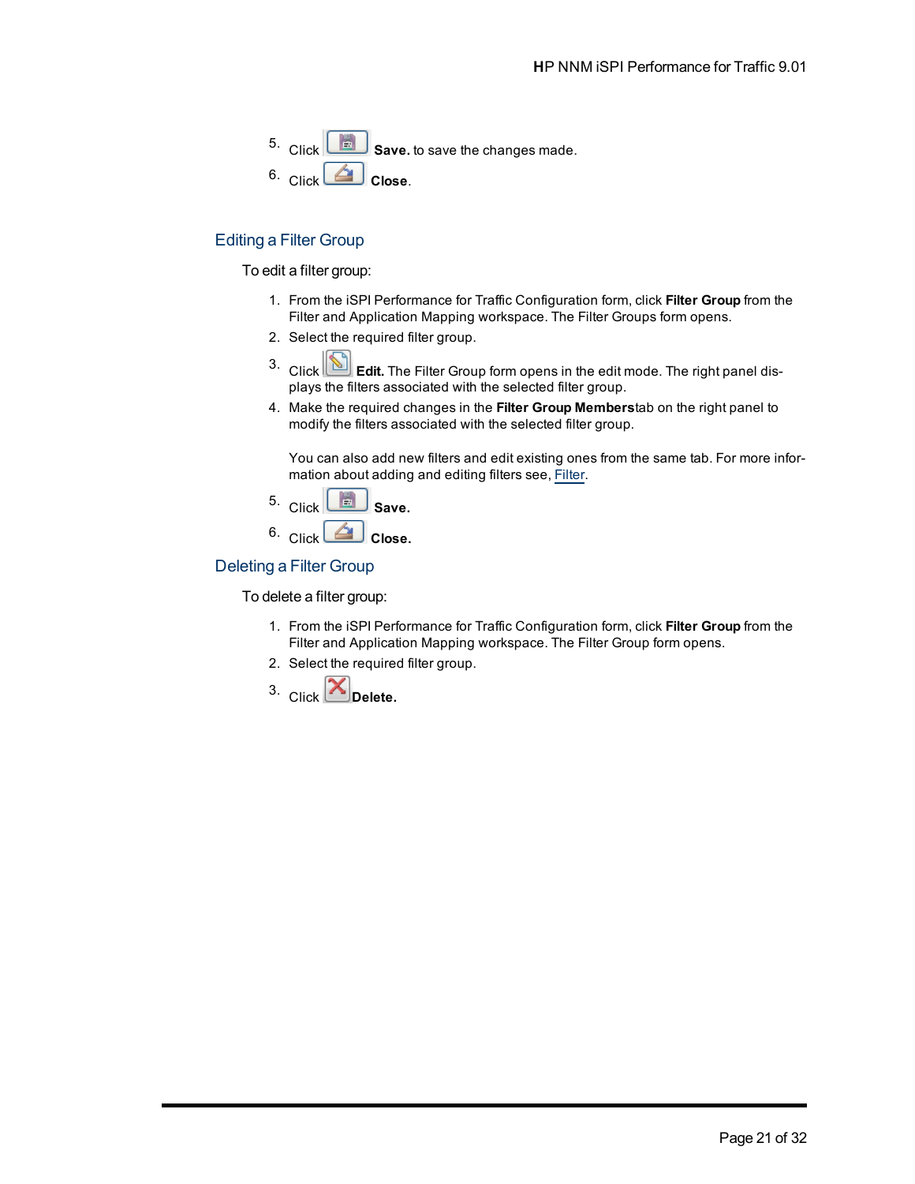5. Click **Save.** to save the changes made.
6. Click **Close**.

## Editing a Filter Group

To edit a filter group:

1. From the iSPI Performance for Traffic Configuration form, click **Filter Group** from the Filter and Application Mapping workspace. The Filter Groups form opens.
2. Select the required filter group.
3. Click **Edit.** The Filter Group form opens in the edit mode. The right panel displays the filters associated with the selected filter group.
4. Make the required changes in the **Filter Group Members**tab on the right panel to modify the filters associated with the selected filter group.

   You can also add new filters and edit existing ones from the same tab. For more information about adding and editing filters see, Filter.
5. Click **Save.**
6. Click **Close.**

## Deleting a Filter Group

To delete a filter group:

1. From the iSPI Performance for Traffic Configuration form, click **Filter Group** from the Filter and Application Mapping workspace. The Filter Group form opens.
2. Select the required filter group.
3. Click **Delete.**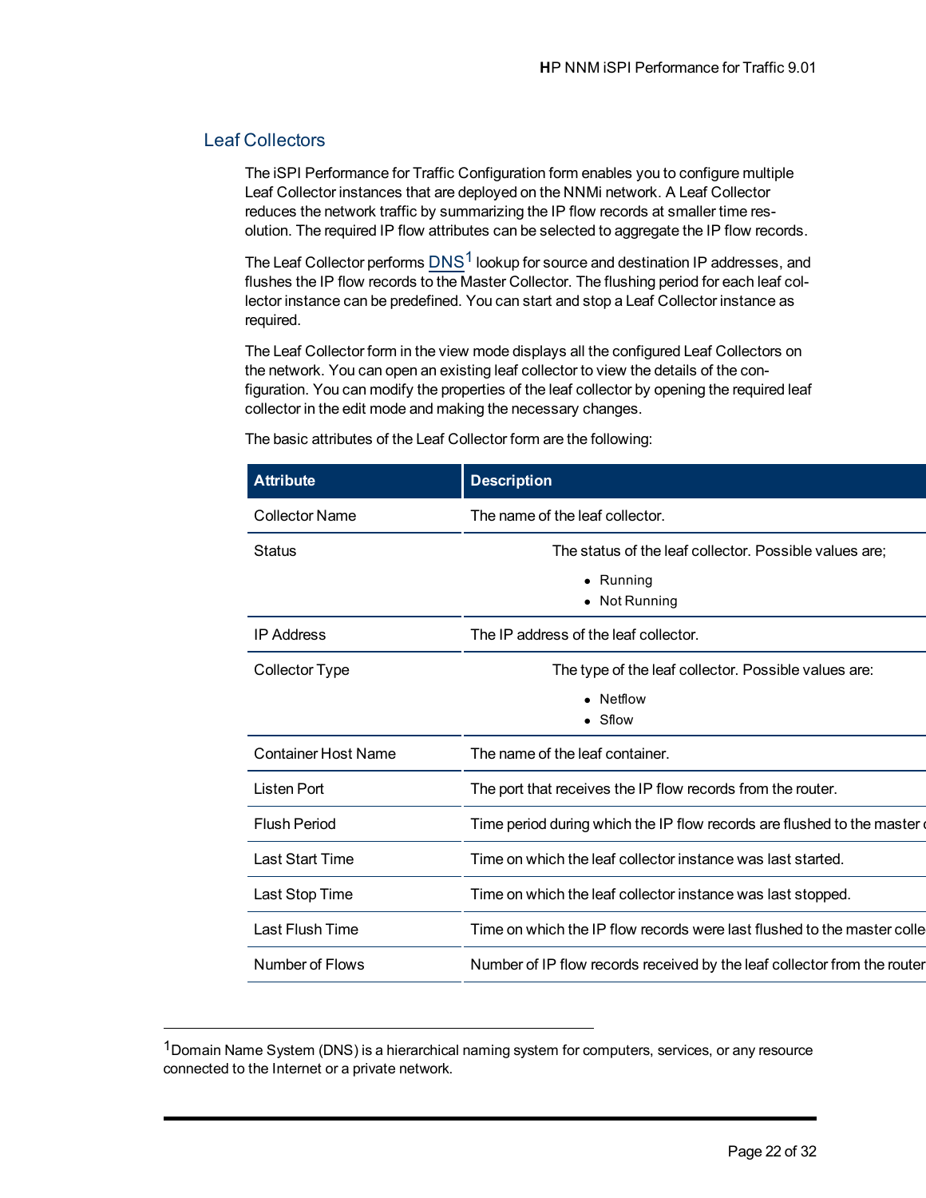## Leaf Collectors

The iSPI Performance for Traffic Configuration form enables you to configure multiple Leaf Collector instances that are deployed on the NNMi network. A Leaf Collector reduces the network traffic by summarizing the IP flow records at smaller time resolution. The required IP flow attributes can be selected to aggregate the IP flow records.

The Leaf Collector performs DNS[1] lookup for source and destination IP addresses, and flushes the IP flow records to the Master Collector. The flushing period for each leaf collector instance can be predefined. You can start and stop a Leaf Collector instance as required.

The Leaf Collector form in the view mode displays all the configured Leaf Collectors on the network. You can open an existing leaf collector to view the details of the configuration. You can modify the properties of the leaf collector by opening the required leaf collector in the edit mode and making the necessary changes.

The basic attributes of the Leaf Collector form are the following:

| Attribute | Description |
|---|---|
| Collector Name | The name of the leaf collector. |
| Status | The status of the leaf collector. Possible values are;<br>• Running<br>• Not Running |
| IP Address | The IP address of the leaf collector. |
| Collector Type | The type of the leaf collector. Possible values are:<br>• Netflow<br>• Sflow |
| Container Host Name | The name of the leaf container. |
| Listen Port | The port that receives the IP flow records from the router. |
| Flush Period | Time period during which the IP flow records are flushed to the master c |
| Last Start Time | Time on which the leaf collector instance was last started. |
| Last Stop Time | Time on which the leaf collector instance was last stopped. |
| Last Flush Time | Time on which the IP flow records were last flushed to the master colle |
| Number of Flows | Number of IP flow records received by the leaf collector from the router |

[1] Domain Name System (DNS) is a hierarchical naming system for computers, services, or any resource connected to the Internet or a private network.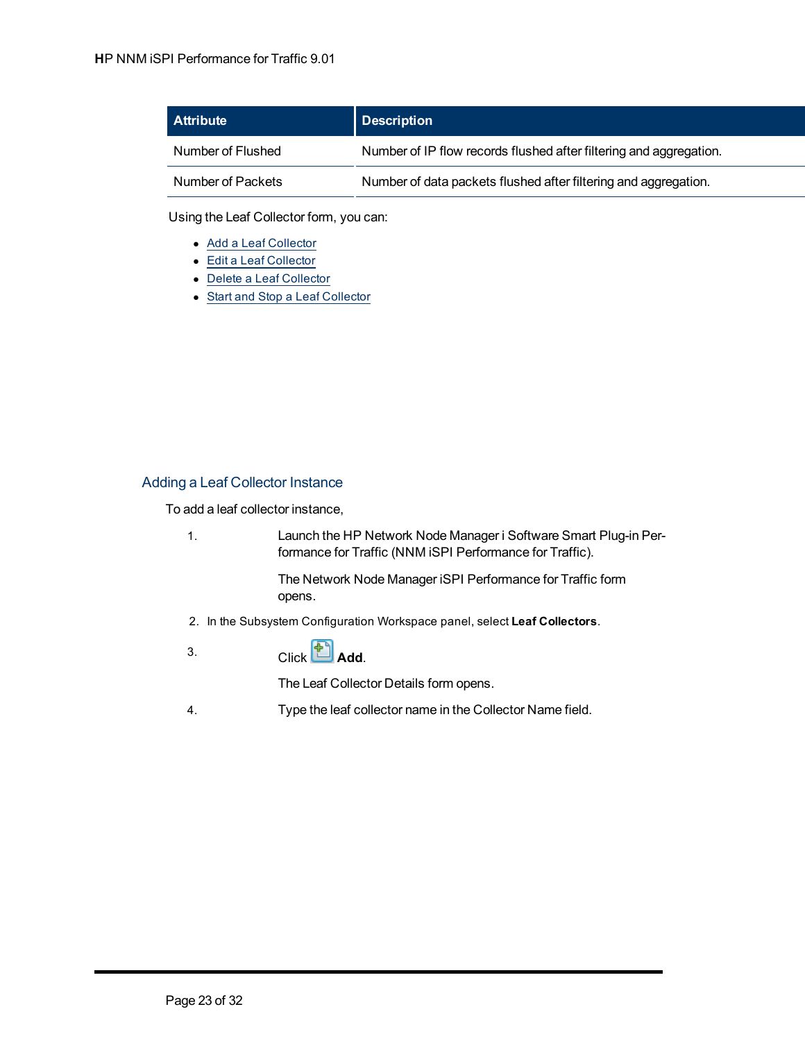| Attribute | Description |
|---|---|
| Number of Flushed | Number of IP flow records flushed after filtering and aggregation. |
| Number of Packets | Number of data packets flushed after filtering and aggregation. |

Using the Leaf Collector form, you can:

- Add a Leaf Collector
- Edit a Leaf Collector
- Delete a Leaf Collector
- Start and Stop a Leaf Collector

## Adding a Leaf Collector Instance

To add a leaf collector instance,

1. Launch the HP Network Node Manager i Software Smart Plug-in Performance for Traffic (NNM iSPI Performance for Traffic).

   The Network Node Manager iSPI Performance for Traffic form opens.

2. In the Subsystem Configuration Workspace panel, select **Leaf Collectors**.

3. Click **Add**.

   The Leaf Collector Details form opens.

4. Type the leaf collector name in the Collector Name field.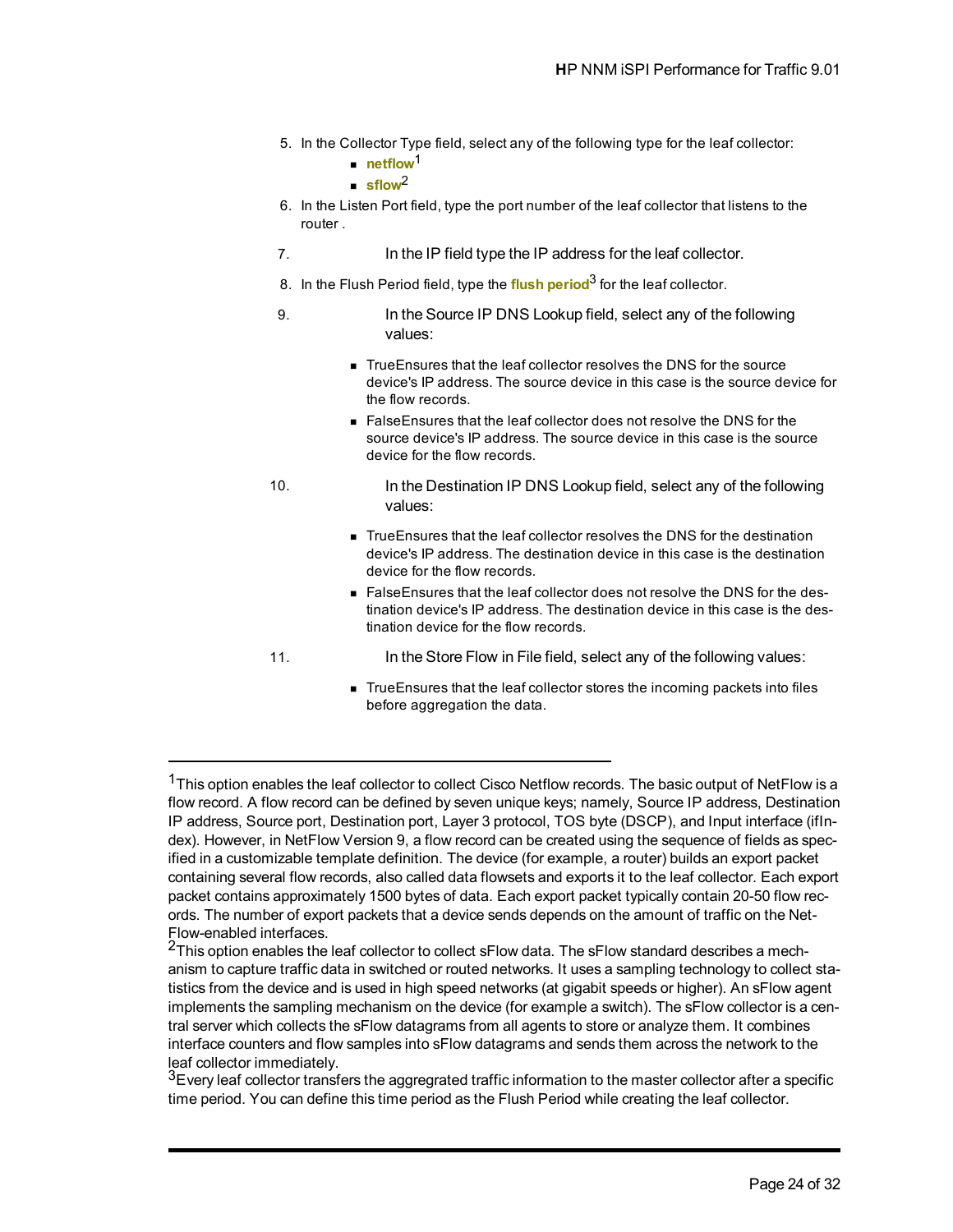5. In the Collector Type field, select any of the following type for the leaf collector:
   - **netflow**[1]
   - **sflow**[2]
6. In the Listen Port field, type the port number of the leaf collector that listens to the router .
7. In the IP field type the IP address for the leaf collector.
8. In the Flush Period field, type the **flush period**[3] for the leaf collector.
9. In the Source IP DNS Lookup field, select any of the following values:
   - TrueEnsures that the leaf collector resolves the DNS for the source device's IP address. The source device in this case is the source device for the flow records.
   - FalseEnsures that the leaf collector does not resolve the DNS for the source device's IP address. The source device in this case is the source device for the flow records.
10. In the Destination IP DNS Lookup field, select any of the following values:
    - TrueEnsures that the leaf collector resolves the DNS for the destination device's IP address. The destination device in this case is the destination device for the flow records.
    - FalseEnsures that the leaf collector does not resolve the DNS for the destination device's IP address. The destination device in this case is the destination device for the flow records.
11. In the Store Flow in File field, select any of the following values:
    - TrueEnsures that the leaf collector stores the incoming packets into files before aggregation the data.

---

[1] This option enables the leaf collector to collect Cisco Netflow records. The basic output of NetFlow is a flow record. A flow record can be defined by seven unique keys; namely, Source IP address, Destination IP address, Source port, Destination port, Layer 3 protocol, TOS byte (DSCP), and Input interface (ifIndex). However, in NetFlow Version 9, a flow record can be created using the sequence of fields as specified in a customizable template definition. The device (for example, a router) builds an export packet containing several flow records, also called data flowsets and exports it to the leaf collector. Each export packet contains approximately 1500 bytes of data. Each export packet typically contain 20-50 flow records. The number of export packets that a device sends depends on the amount of traffic on the NetFlow-enabled interfaces.

[2] This option enables the leaf collector to collect sFlow data. The sFlow standard describes a mechanism to capture traffic data in switched or routed networks. It uses a sampling technology to collect statistics from the device and is used in high speed networks (at gigabit speeds or higher). An sFlow agent implements the sampling mechanism on the device (for example a switch). The sFlow collector is a central server which collects the sFlow datagrams from all agents to store or analyze them. It combines interface counters and flow samples into sFlow datagrams and sends them across the network to the leaf collector immediately.

[3] Every leaf collector transfers the aggregrated traffic information to the master collector after a specific time period. You can define this time period as the Flush Period while creating the leaf collector.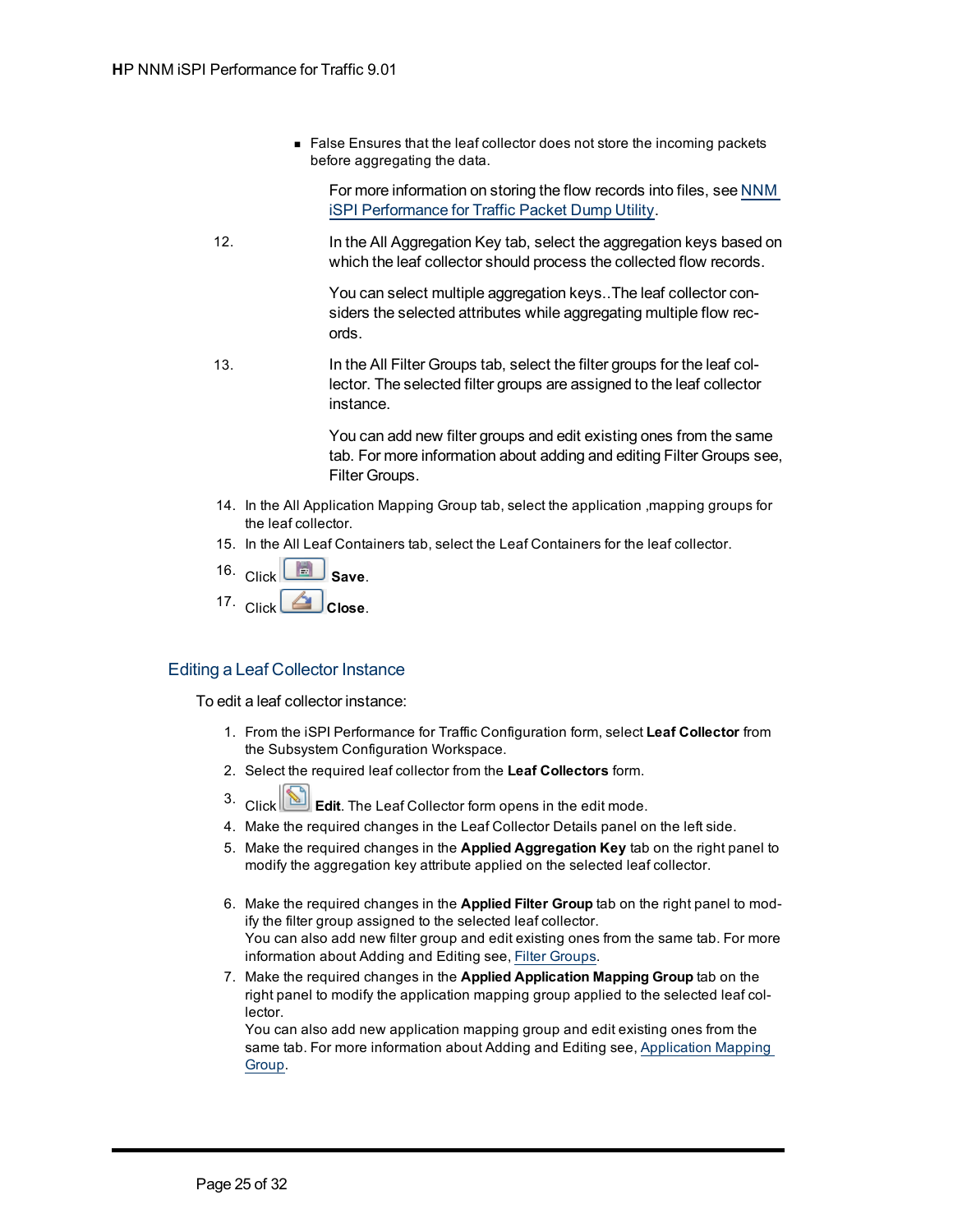- False Ensures that the leaf collector does not store the incoming packets before aggregating the data.

  For more information on storing the flow records into files, see NNM iSPI Performance for Traffic Packet Dump Utility.

12. In the All Aggregation Key tab, select the aggregation keys based on which the leaf collector should process the collected flow records.

    You can select multiple aggregation keys..The leaf collector considers the selected attributes while aggregating multiple flow records.

13. In the All Filter Groups tab, select the filter groups for the leaf collector. The selected filter groups are assigned to the leaf collector instance.

    You can add new filter groups and edit existing ones from the same tab. For more information about adding and editing Filter Groups see, Filter Groups.

14. In the All Application Mapping Group tab, select the application ,mapping groups for the leaf collector.
15. In the All Leaf Containers tab, select the Leaf Containers for the leaf collector.
16. Click **Save**.
17. Click **Close**.

## Editing a Leaf Collector Instance

To edit a leaf collector instance:

1. From the iSPI Performance for Traffic Configuration form, select **Leaf Collector** from the Subsystem Configuration Workspace.
2. Select the required leaf collector from the **Leaf Collectors** form.
3. Click **Edit**. The Leaf Collector form opens in the edit mode.
4. Make the required changes in the Leaf Collector Details panel on the left side.
5. Make the required changes in the **Applied Aggregation Key** tab on the right panel to modify the aggregation key attribute applied on the selected leaf collector.
6. Make the required changes in the **Applied Filter Group** tab on the right panel to modify the filter group assigned to the selected leaf collector.
   You can also add new filter group and edit existing ones from the same tab. For more information about Adding and Editing see, Filter Groups.
7. Make the required changes in the **Applied Application Mapping Group** tab on the right panel to modify the application mapping group applied to the selected leaf collector.
   You can also add new application mapping group and edit existing ones from the same tab. For more information about Adding and Editing see, Application Mapping Group.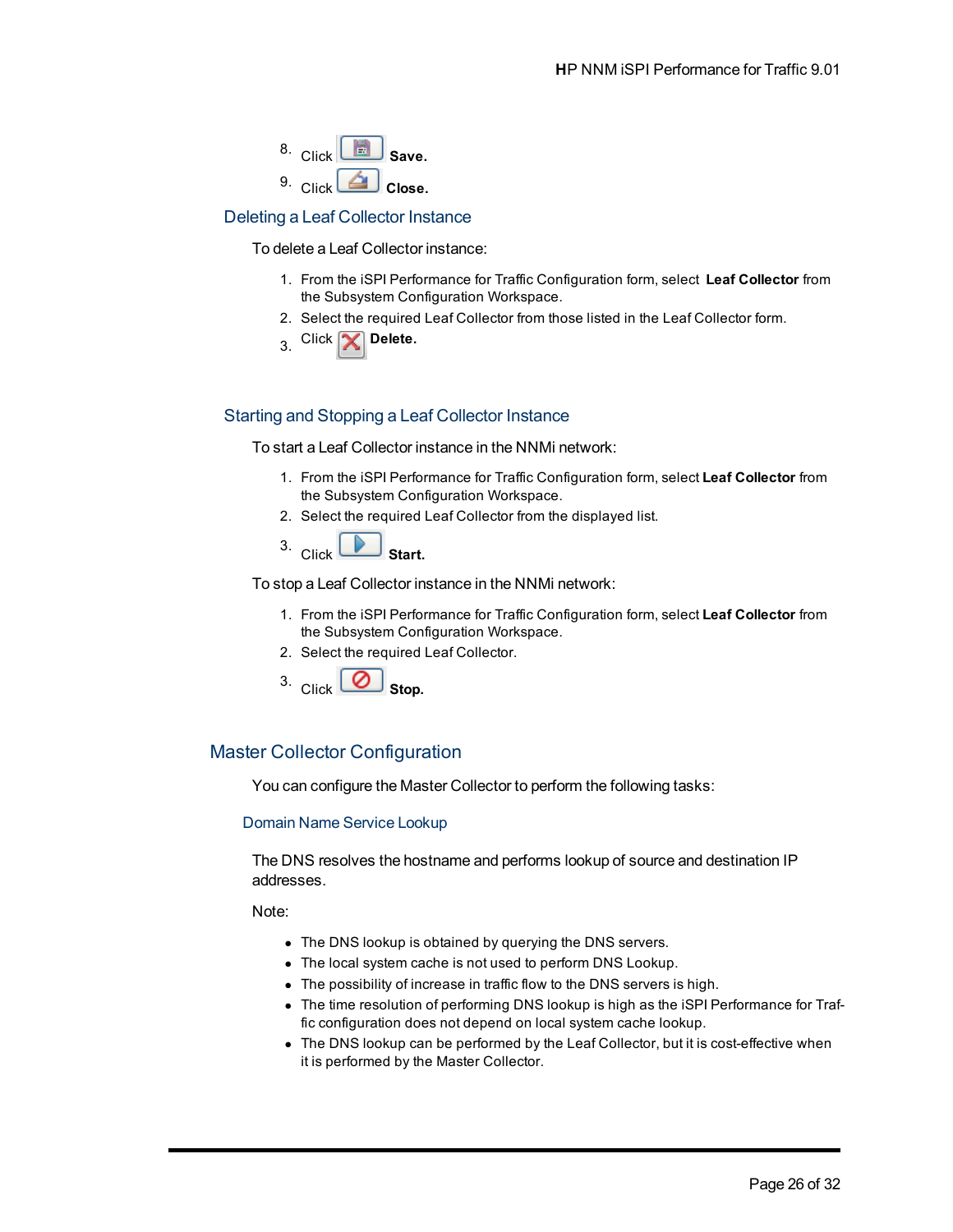8. Click **Save.**
9. Click **Close.**

### Deleting a Leaf Collector Instance

To delete a Leaf Collector instance:

1. From the iSPI Performance for Traffic Configuration form, select **Leaf Collector** from the Subsystem Configuration Workspace.
2. Select the required Leaf Collector from those listed in the Leaf Collector form.
3. Click **Delete.**

### Starting and Stopping a Leaf Collector Instance

To start a Leaf Collector instance in the NNMi network:

1. From the iSPI Performance for Traffic Configuration form, select **Leaf Collector** from the Subsystem Configuration Workspace.
2. Select the required Leaf Collector from the displayed list.
3. Click **Start.**

To stop a Leaf Collector instance in the NNMi network:

1. From the iSPI Performance for Traffic Configuration form, select **Leaf Collector** from the Subsystem Configuration Workspace.
2. Select the required Leaf Collector.
3. Click **Stop.**

## Master Collector Configuration

You can configure the Master Collector to perform the following tasks:

#### Domain Name Service Lookup

The DNS resolves the hostname and performs lookup of source and destination IP addresses.

Note:

- The DNS lookup is obtained by querying the DNS servers.
- The local system cache is not used to perform DNS Lookup.
- The possibility of increase in traffic flow to the DNS servers is high.
- The time resolution of performing DNS lookup is high as the iSPI Performance for Traffic configuration does not depend on local system cache lookup.
- The DNS lookup can be performed by the Leaf Collector, but it is cost-effective when it is performed by the Master Collector.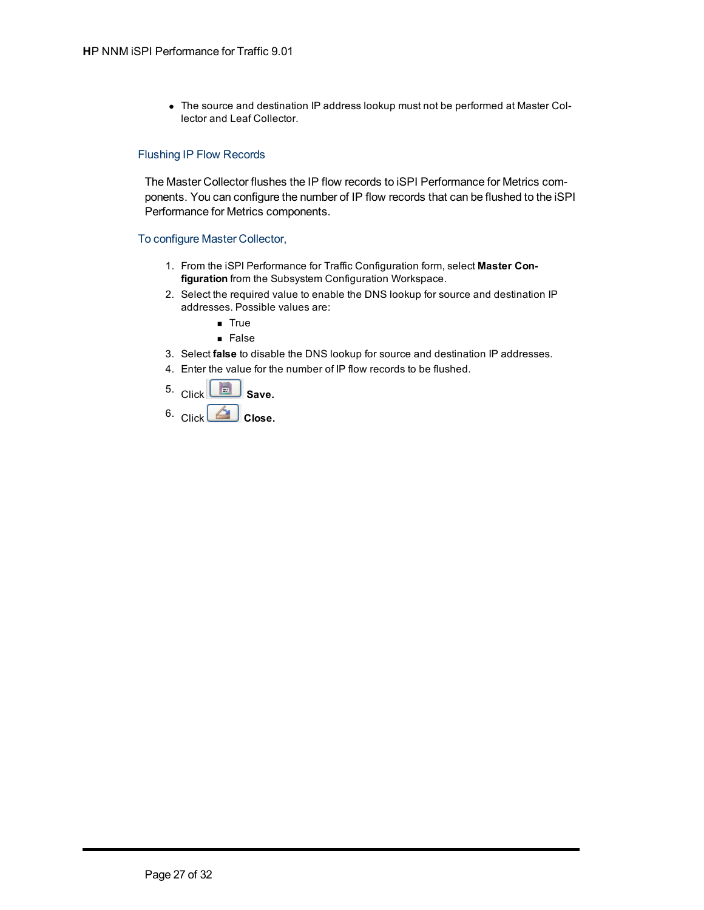- The source and destination IP address lookup must not be performed at Master Collector and Leaf Collector.

### Flushing IP Flow Records

The Master Collector flushes the IP flow records to iSPI Performance for Metrics components. You can configure the number of IP flow records that can be flushed to the iSPI Performance for Metrics components.

### To configure Master Collector,

1. From the iSPI Performance for Traffic Configuration form, select **Master Configuration** from the Subsystem Configuration Workspace.
2. Select the required value to enable the DNS lookup for source and destination IP addresses. Possible values are:
   - True
   - False
3. Select **false** to disable the DNS lookup for source and destination IP addresses.
4. Enter the value for the number of IP flow records to be flushed.
5. Click **Save.**
6. Click **Close.**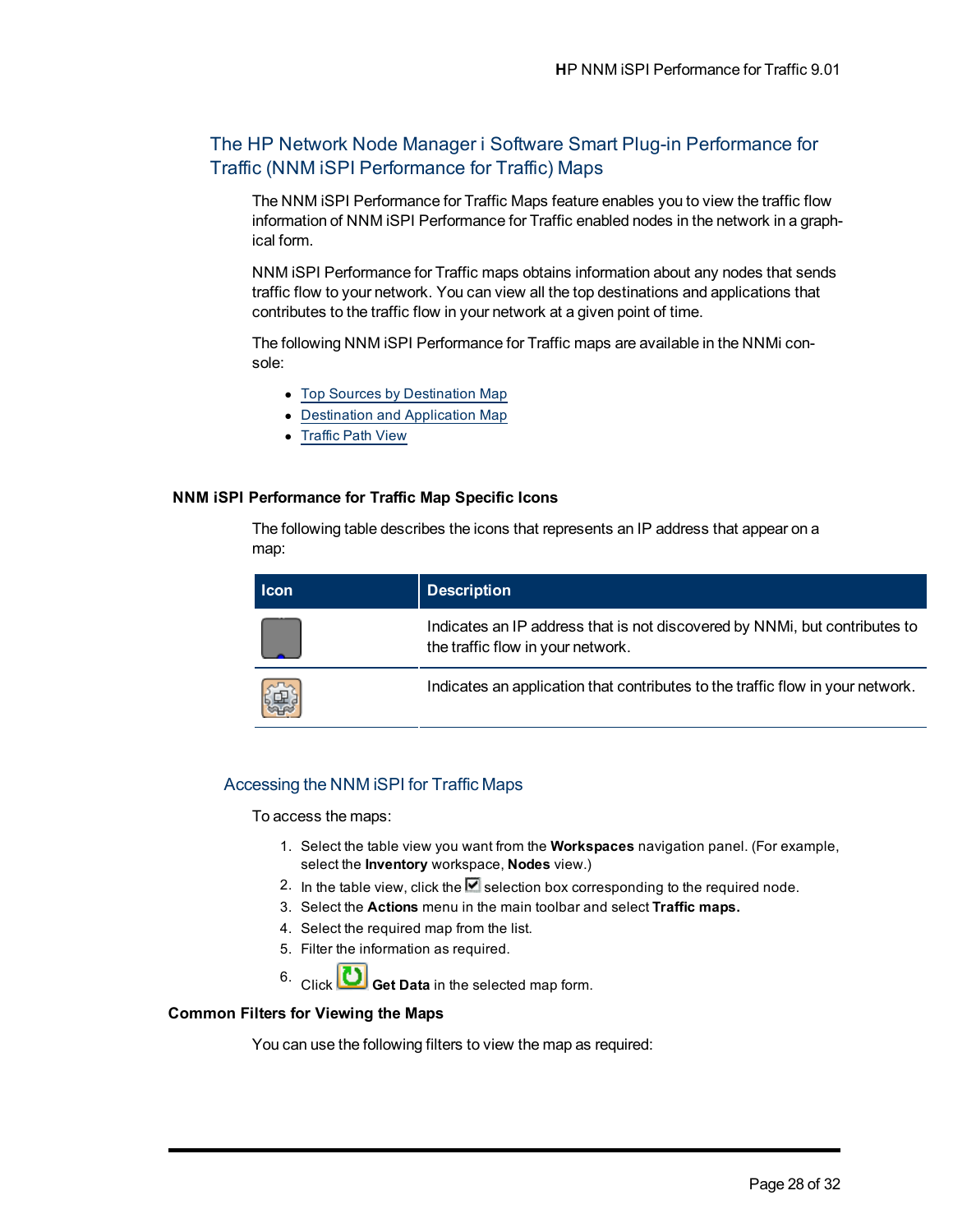## The HP Network Node Manager i Software Smart Plug-in Performance for Traffic (NNM iSPI Performance for Traffic) Maps

The NNM iSPI Performance for Traffic Maps feature enables you to view the traffic flow information of NNM iSPI Performance for Traffic enabled nodes in the network in a graphical form.

NNM iSPI Performance for Traffic maps obtains information about any nodes that sends traffic flow to your network. You can view all the top destinations and applications that contributes to the traffic flow in your network at a given point of time.

The following NNM iSPI Performance for Traffic maps are available in the NNMi console:

- Top Sources by Destination Map
- Destination and Application Map
- Traffic Path View

#### NNM iSPI Performance for Traffic Map Specific Icons

The following table describes the icons that represents an IP address that appear on a map:

| Icon | Description |
|---|---|
| | Indicates an IP address that is not discovered by NNMi, but contributes to the traffic flow in your network. |
| | Indicates an application that contributes to the traffic flow in your network. |

### Accessing the NNM iSPI for Traffic Maps

To access the maps:

1. Select the table view you want from the **Workspaces** navigation panel. (For example, select the **Inventory** workspace, **Nodes** view.)
2. In the table view, click the selection box corresponding to the required node.
3. Select the **Actions** menu in the main toolbar and select **Traffic maps.**
4. Select the required map from the list.
5. Filter the information as required.
6. Click **Get Data** in the selected map form.

#### Common Filters for Viewing the Maps

You can use the following filters to view the map as required: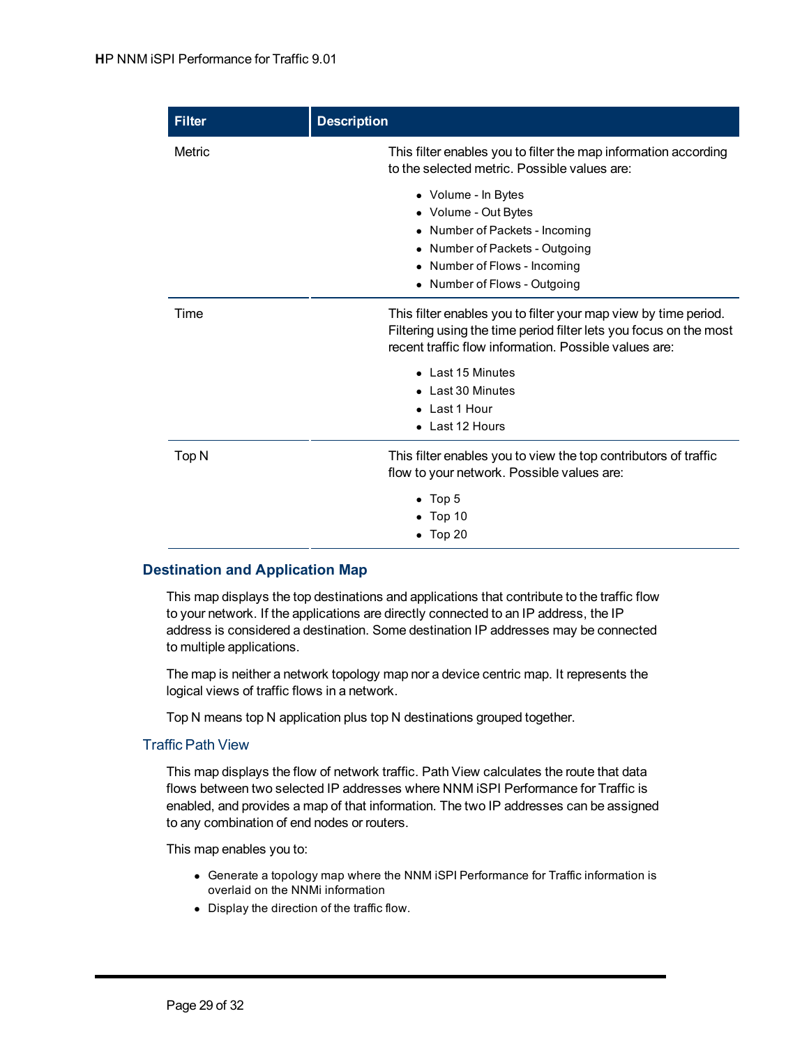| Filter | Description |
| --- | --- |
| Metric | This filter enables you to filter the map information according to the selected metric. Possible values are:<br>• Volume - In Bytes<br>• Volume - Out Bytes<br>• Number of Packets - Incoming<br>• Number of Packets - Outgoing<br>• Number of Flows - Incoming<br>• Number of Flows - Outgoing |
| Time | This filter enables you to filter your map view by time period. Filtering using the time period filter lets you focus on the most recent traffic flow information. Possible values are:<br>• Last 15 Minutes<br>• Last 30 Minutes<br>• Last 1 Hour<br>• Last 12 Hours |
| Top N | This filter enables you to view the top contributors of traffic flow to your network. Possible values are:<br>• Top 5<br>• Top 10<br>• Top 20 |

### Destination and Application Map

This map displays the top destinations and applications that contribute to the traffic flow to your network. If the applications are directly connected to an IP address, the IP address is considered a destination. Some destination IP addresses may be connected to multiple applications.

The map is neither a network topology map nor a device centric map. It represents the logical views of traffic flows in a network.

Top N means top N application plus top N destinations grouped together.

#### Traffic Path View

This map displays the flow of network traffic. Path View calculates the route that data flows between two selected IP addresses where NNM iSPI Performance for Traffic is enabled, and provides a map of that information. The two IP addresses can be assigned to any combination of end nodes or routers.

This map enables you to:

- Generate a topology map where the NNM iSPI Performance for Traffic information is overlaid on the NNMi information
- Display the direction of the traffic flow.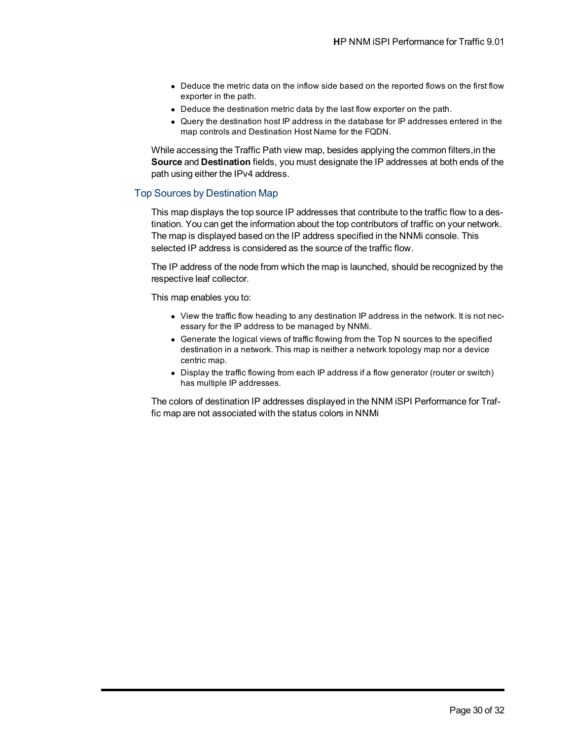- Deduce the metric data on the inflow side based on the reported flows on the first flow exporter in the path.
- Deduce the destination metric data by the last flow exporter on the path.
- Query the destination host IP address in the database for IP addresses entered in the map controls and Destination Host Name for the FQDN.

While accessing the Traffic Path view map, besides applying the common filters,in the **Source** and **Destination** fields, you must designate the IP addresses at both ends of the path using either the IPv4 address.

## Top Sources by Destination Map

This map displays the top source IP addresses that contribute to the traffic flow to a destination. You can get the information about the top contributors of traffic on your network. The map is displayed based on the IP address specified in the NNMi console. This selected IP address is considered as the source of the traffic flow.

The IP address of the node from which the map is launched, should be recognized by the respective leaf collector.

This map enables you to:

- View the traffic flow heading to any destination IP address in the network. It is not necessary for the IP address to be managed by NNMi.
- Generate the logical views of traffic flowing from the Top N sources to the specified destination in a network. This map is neither a network topology map nor a device centric map.
- Display the traffic flowing from each IP address if a flow generator (router or switch) has multiple IP addresses.

The colors of destination IP addresses displayed in the NNM iSPI Performance for Traffic map are not associated with the status colors in NNMi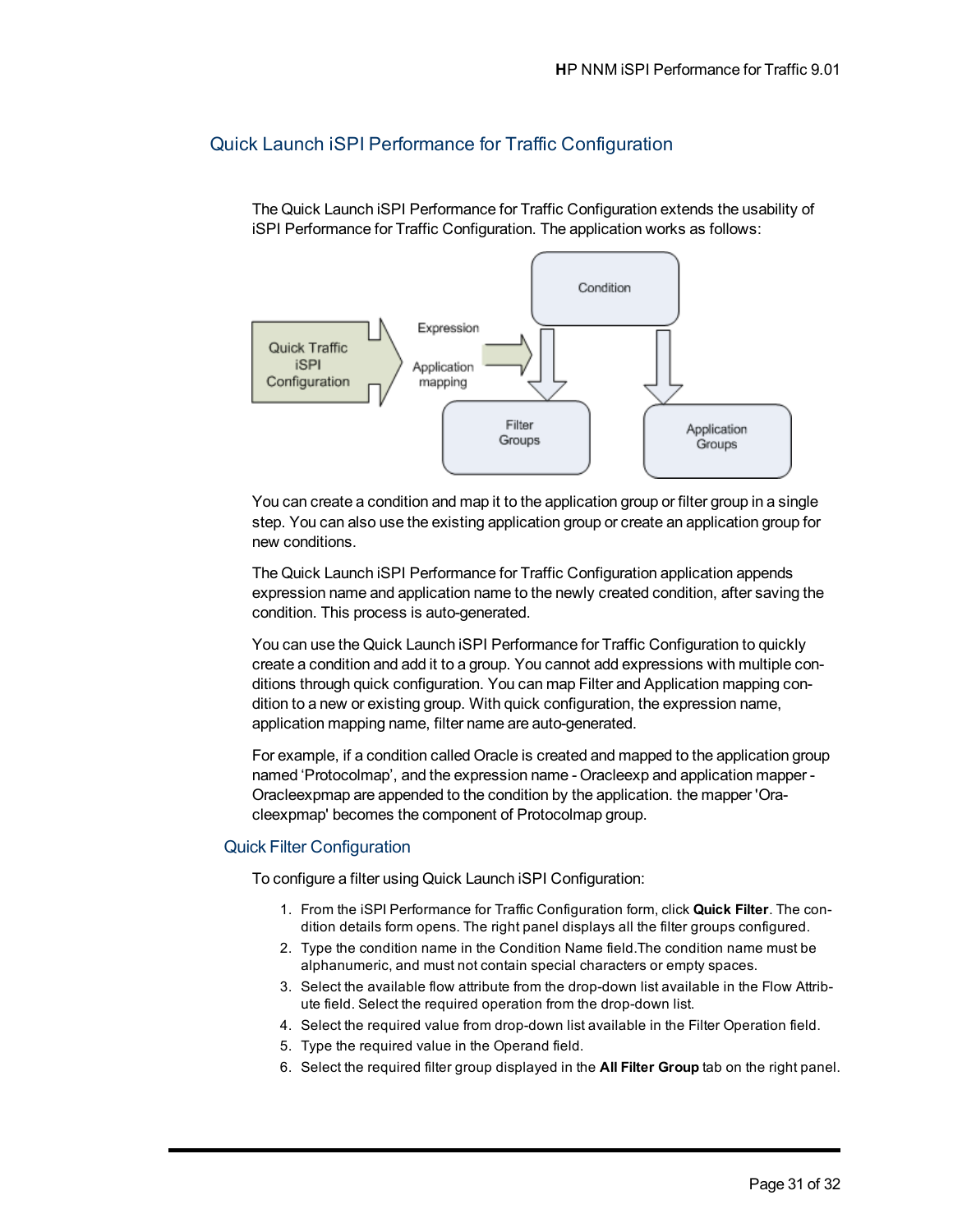## Quick Launch iSPI Performance for Traffic Configuration

The Quick Launch iSPI Performance for Traffic Configuration extends the usability of iSPI Performance for Traffic Configuration. The application works as follows:

You can create a condition and map it to the application group or filter group in a single step. You can also use the existing application group or create an application group for new conditions.

The Quick Launch iSPI Performance for Traffic Configuration application appends expression name and application name to the newly created condition, after saving the condition. This process is auto-generated.

You can use the Quick Launch iSPI Performance for Traffic Configuration to quickly create a condition and add it to a group. You cannot add expressions with multiple conditions through quick configuration. You can map Filter and Application mapping condition to a new or existing group. With quick configuration, the expression name, application mapping name, filter name are auto-generated.

For example, if a condition called Oracle is created and mapped to the application group named 'Protocolmap', and the expression name - Oracleexp and application mapper - Oracleexpmap are appended to the condition by the application. the mapper 'Oracleexpmap' becomes the component of Protocolmap group.

### Quick Filter Configuration

To configure a filter using Quick Launch iSPI Configuration:

1. From the iSPI Performance for Traffic Configuration form, click **Quick Filter**. The condition details form opens. The right panel displays all the filter groups configured.
2. Type the condition name in the Condition Name field.The condition name must be alphanumeric, and must not contain special characters or empty spaces.
3. Select the available flow attribute from the drop-down list available in the Flow Attribute field. Select the required operation from the drop-down list.
4. Select the required value from drop-down list available in the Filter Operation field.
5. Type the required value in the Operand field.
6. Select the required filter group displayed in the **All Filter Group** tab on the right panel.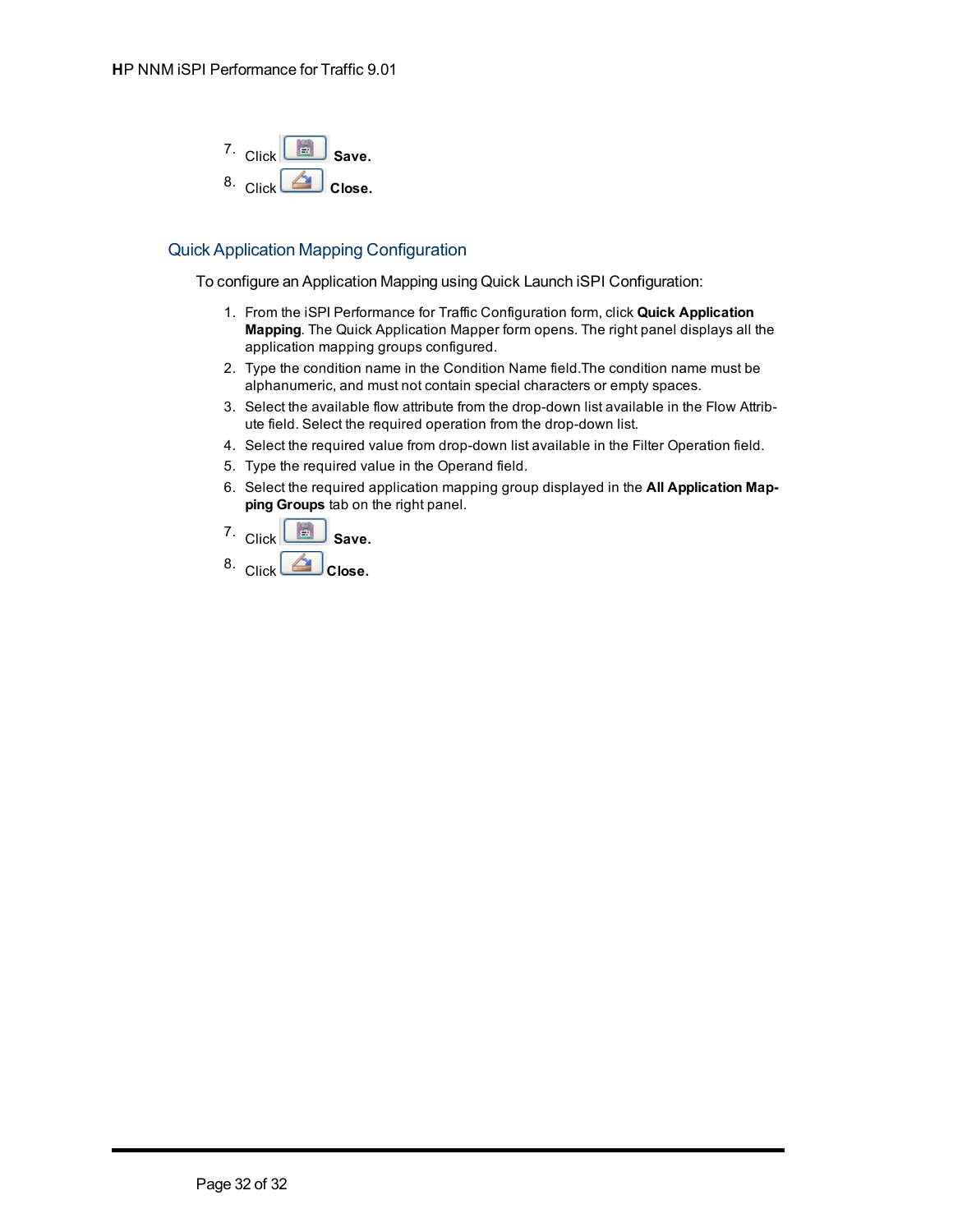7. Click **Save.**
8. Click **Close.**

## Quick Application Mapping Configuration

To configure an Application Mapping using Quick Launch iSPI Configuration:

1. From the iSPI Performance for Traffic Configuration form, click **Quick Application Mapping**. The Quick Application Mapper form opens. The right panel displays all the application mapping groups configured.
2. Type the condition name in the Condition Name field.The condition name must be alphanumeric, and must not contain special characters or empty spaces.
3. Select the available flow attribute from the drop-down list available in the Flow Attribute field. Select the required operation from the drop-down list.
4. Select the required value from drop-down list available in the Filter Operation field.
5. Type the required value in the Operand field.
6. Select the required application mapping group displayed in the **All Application Mapping Groups** tab on the right panel.
7. Click **Save.**
8. Click **Close.**